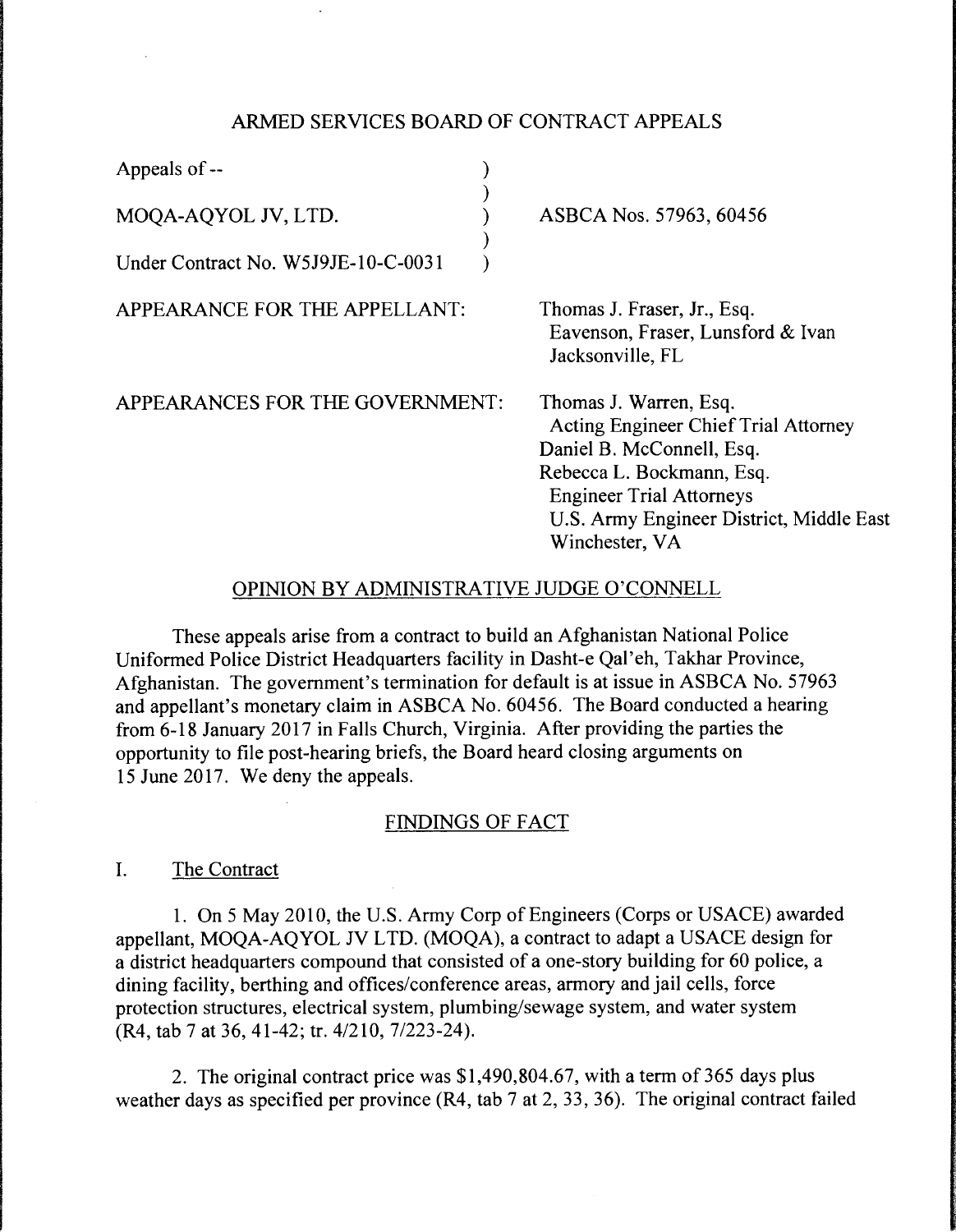# ARMED SERVICES BOARD OF CONTRACT APPEALS

| | | |
|---|---|---|
| Appeals of -- | ) | |
| | ) | |
| MOQA-AQYOL JV, LTD. | ) | ASBCA Nos. 57963, 60456 |
| | ) | |
| Under Contract No. W5J9JE-10-C-0031 | ) | |

APPEARANCE FOR THE APPELLANT: Thomas J. Fraser, Jr., Esq.
Eavenson, Fraser, Lunsford & Ivan
Jacksonville, FL

APPEARANCES FOR THE GOVERNMENT: Thomas J. Warren, Esq.
Acting Engineer Chief Trial Attorney
Daniel B. McConnell, Esq.
Rebecca L. Bockmann, Esq.
Engineer Trial Attorneys
U.S. Army Engineer District, Middle East
Winchester, VA

## OPINION BY ADMINISTRATIVE JUDGE O'CONNELL

These appeals arise from a contract to build an Afghanistan National Police Uniformed Police District Headquarters facility in Dasht-e Qal'eh, Takhar Province, Afghanistan. The government's termination for default is at issue in ASBCA No. 57963 and appellant's monetary claim in ASBCA No. 60456. The Board conducted a hearing from 6-18 January 2017 in Falls Church, Virginia. After providing the parties the opportunity to file post-hearing briefs, the Board heard closing arguments on 15 June 2017. We deny the appeals.

## FINDINGS OF FACT

### I. The Contract

1. On 5 May 2010, the U.S. Army Corp of Engineers (Corps or USACE) awarded appellant, MOQA-AQYOL JV LTD. (MOQA), a contract to adapt a USACE design for a district headquarters compound that consisted of a one-story building for 60 police, a dining facility, berthing and offices/conference areas, armory and jail cells, force protection structures, electrical system, plumbing/sewage system, and water system (R4, tab 7 at 36, 41-42; tr. 4/210, 7/223-24).

2. The original contract price was $1,490,804.67, with a term of 365 days plus weather days as specified per province (R4, tab 7 at 2, 33, 36). The original contract failed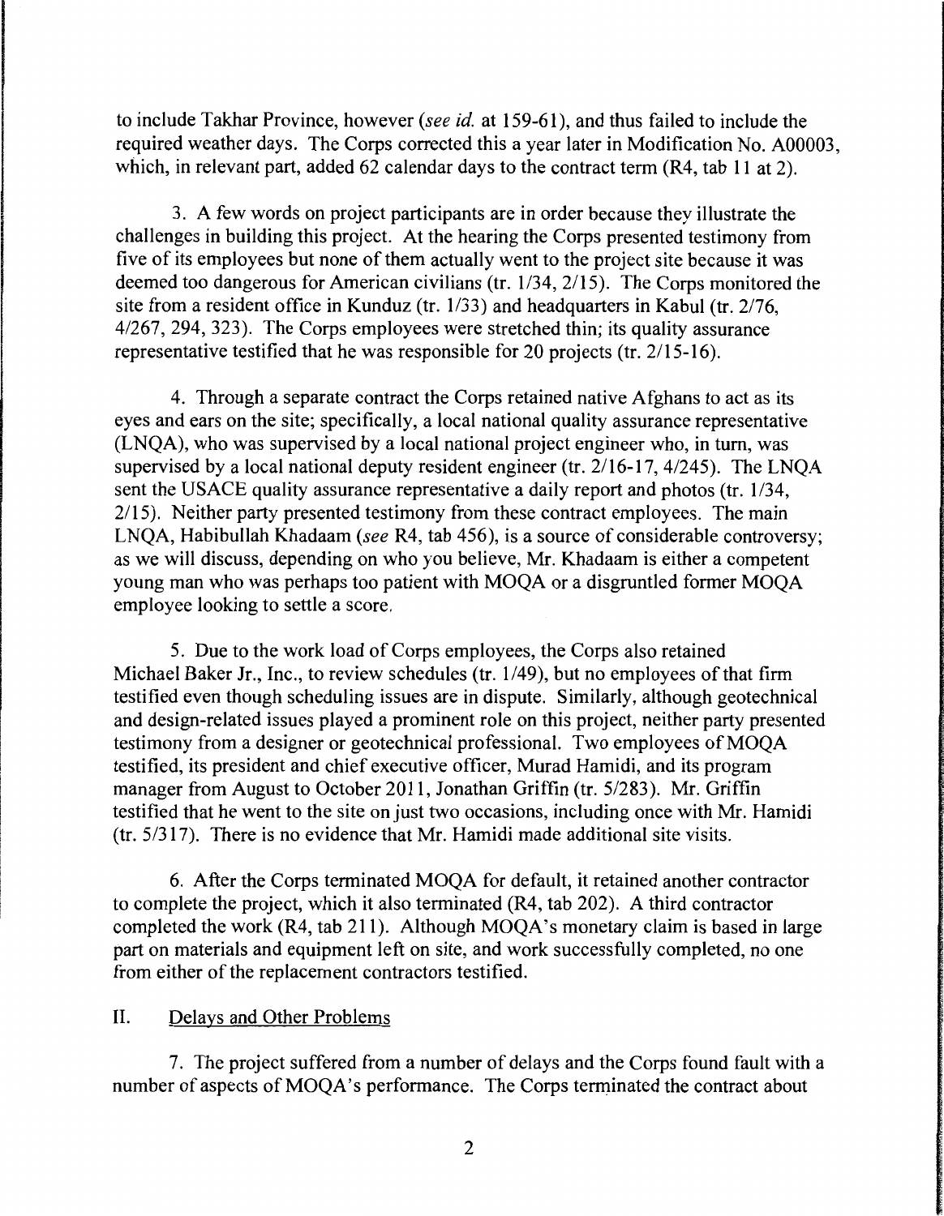to include Takhar Province, however (*see id.* at 159-61), and thus failed to include the required weather days. The Corps corrected this a year later in Modification No. A00003, which, in relevant part, added 62 calendar days to the contract term (R4, tab 11 at 2).

3. A few words on project participants are in order because they illustrate the challenges in building this project. At the hearing the Corps presented testimony from five of its employees but none of them actually went to the project site because it was deemed too dangerous for American civilians (tr. 1/34, 2/15). The Corps monitored the site from a resident office in Kunduz (tr. 1/33) and headquarters in Kabul (tr. 2/76, 4/267, 294, 323). The Corps employees were stretched thin; its quality assurance representative testified that he was responsible for 20 projects (tr. 2/15-16).

4. Through a separate contract the Corps retained native Afghans to act as its eyes and ears on the site; specifically, a local national quality assurance representative (LNQA), who was supervised by a local national project engineer who, in turn, was supervised by a local national deputy resident engineer (tr. 2/16-17, 4/245). The LNQA sent the USACE quality assurance representative a daily report and photos (tr. 1/34, 2/15). Neither party presented testimony from these contract employees. The main LNQA, Habibullah Khadaam (*see* R4, tab 456), is a source of considerable controversy; as we will discuss, depending on who you believe, Mr. Khadaam is either a competent young man who was perhaps too patient with MOQA or a disgruntled former MOQA employee looking to settle a score.

5. Due to the work load of Corps employees, the Corps also retained Michael Baker Jr., Inc., to review schedules (tr. 1/49), but no employees of that firm testified even though scheduling issues are in dispute. Similarly, although geotechnical and design-related issues played a prominent role on this project, neither party presented testimony from a designer or geotechnical professional. Two employees of MOQA testified, its president and chief executive officer, Murad Hamidi, and its program manager from August to October 2011, Jonathan Griffin (tr. 5/283). Mr. Griffin testified that he went to the site on just two occasions, including once with Mr. Hamidi (tr. 5/317). There is no evidence that Mr. Hamidi made additional site visits.

6. After the Corps terminated MOQA for default, it retained another contractor to complete the project, which it also terminated (R4, tab 202). A third contractor completed the work (R4, tab 211). Although MOQA's monetary claim is based in large part on materials and equipment left on site, and work successfully completed, no one from either of the replacement contractors testified.

## II. Delays and Other Problems

7. The project suffered from a number of delays and the Corps found fault with a number of aspects of MOQA's performance. The Corps terminated the contract about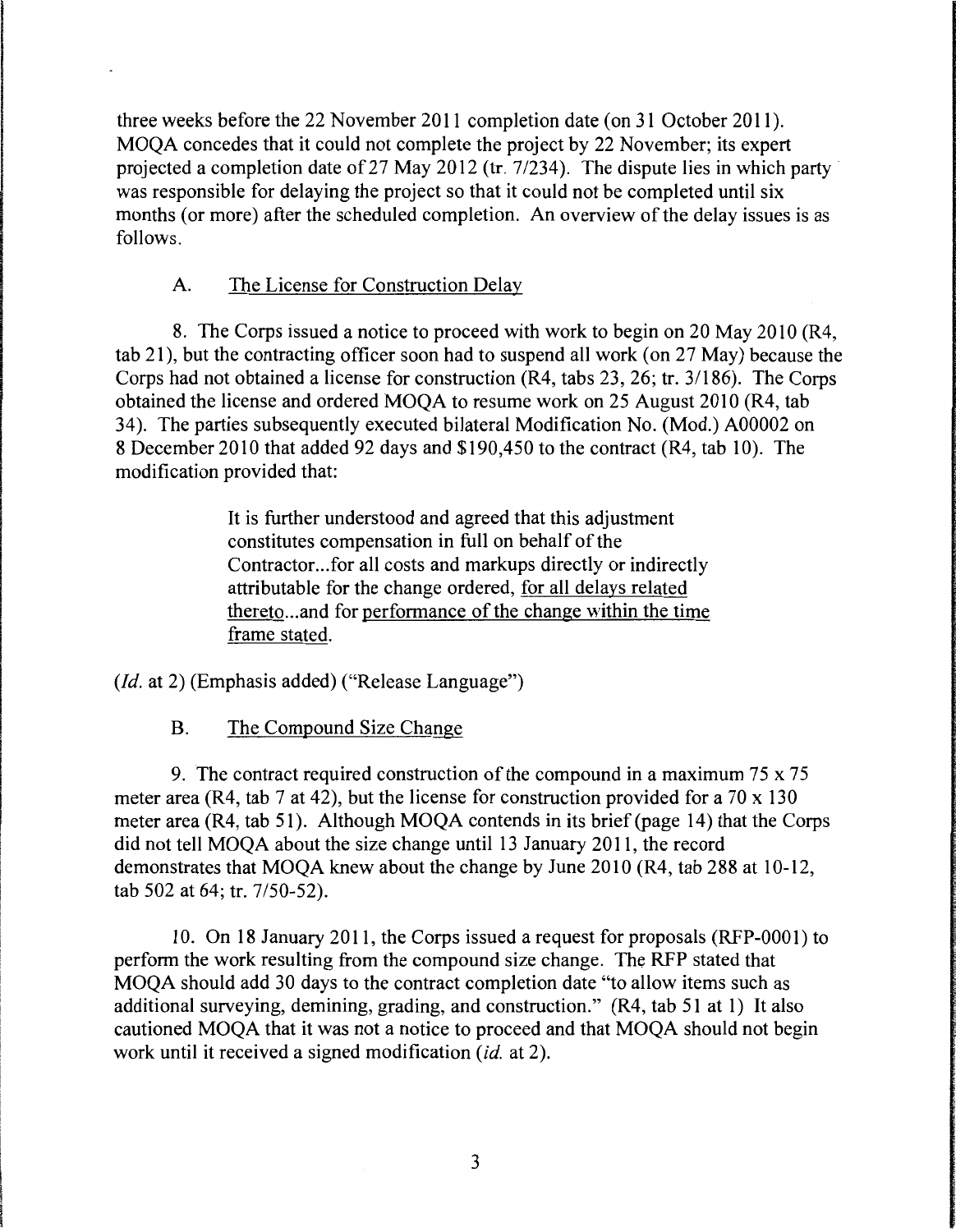three weeks before the 22 November 2011 completion date (on 31 October 2011). MOQA concedes that it could not complete the project by 22 November; its expert projected a completion date of 27 May 2012 (tr. 7/234). The dispute lies in which party was responsible for delaying the project so that it could not be completed until six months (or more) after the scheduled completion. An overview of the delay issues is as follows.

### A. The License for Construction Delay

8. The Corps issued a notice to proceed with work to begin on 20 May 2010 (R4, tab 21), but the contracting officer soon had to suspend all work (on 27 May) because the Corps had not obtained a license for construction (R4, tabs 23, 26; tr. 3/186). The Corps obtained the license and ordered MOQA to resume work on 25 August 2010 (R4, tab 34). The parties subsequently executed bilateral Modification No. (Mod.) A00002 on 8 December 2010 that added 92 days and $190,450 to the contract (R4, tab 10). The modification provided that:

> It is further understood and agreed that this adjustment constitutes compensation in full on behalf of the Contractor...for all costs and markups directly or indirectly attributable for the change ordered, <u>for all delays related thereto</u>...and for <u>performance of the change within the time frame stated</u>.

(*Id.* at 2) (Emphasis added) ("Release Language")

### B. The Compound Size Change

9. The contract required construction of the compound in a maximum 75 x 75 meter area (R4, tab 7 at 42), but the license for construction provided for a 70 x 130 meter area (R4, tab 51). Although MOQA contends in its brief (page 14) that the Corps did not tell MOQA about the size change until 13 January 2011, the record demonstrates that MOQA knew about the change by June 2010 (R4, tab 288 at 10-12, tab 502 at 64; tr. 7/50-52).

10. On 18 January 2011, the Corps issued a request for proposals (RFP-0001) to perform the work resulting from the compound size change. The RFP stated that MOQA should add 30 days to the contract completion date "to allow items such as additional surveying, demining, grading, and construction." (R4, tab 51 at 1) It also cautioned MOQA that it was not a notice to proceed and that MOQA should not begin work until it received a signed modification (*id.* at 2).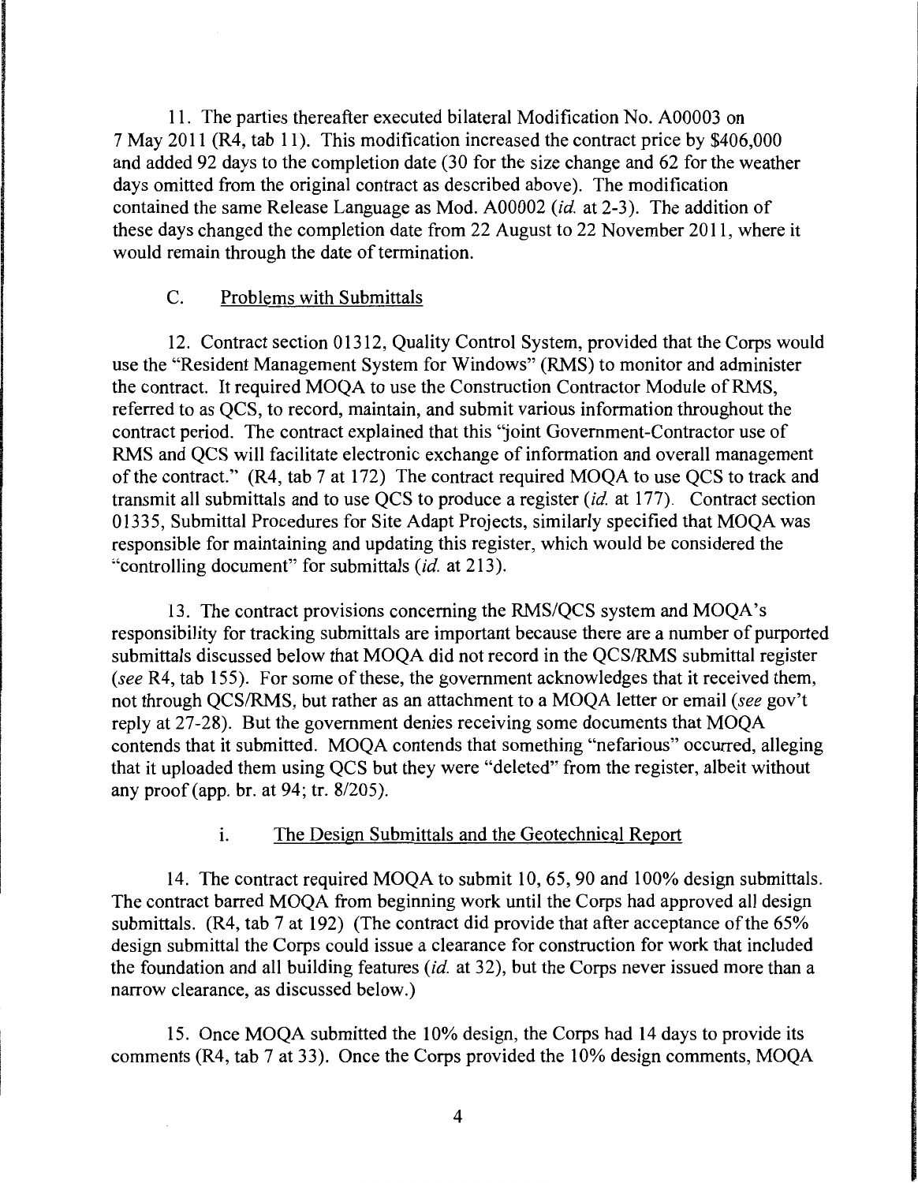11. The parties thereafter executed bilateral Modification No. A00003 on 7 May 2011 (R4, tab 11). This modification increased the contract price by $406,000 and added 92 days to the completion date (30 for the size change and 62 for the weather days omitted from the original contract as described above). The modification contained the same Release Language as Mod. A00002 (*id.* at 2-3). The addition of these days changed the completion date from 22 August to 22 November 2011, where it would remain through the date of termination.

C. Problems with Submittals

12. Contract section 01312, Quality Control System, provided that the Corps would use the "Resident Management System for Windows" (RMS) to monitor and administer the contract. It required MOQA to use the Construction Contractor Module of RMS, referred to as QCS, to record, maintain, and submit various information throughout the contract period. The contract explained that this "joint Government-Contractor use of RMS and QCS will facilitate electronic exchange of information and overall management of the contract." (R4, tab 7 at 172) The contract required MOQA to use QCS to track and transmit all submittals and to use QCS to produce a register (*id.* at 177). Contract section 01335, Submittal Procedures for Site Adapt Projects, similarly specified that MOQA was responsible for maintaining and updating this register, which would be considered the "controlling document" for submittals (*id.* at 213).

13. The contract provisions concerning the RMS/QCS system and MOQA's responsibility for tracking submittals are important because there are a number of purported submittals discussed below that MOQA did not record in the QCS/RMS submittal register (*see* R4, tab 155). For some of these, the government acknowledges that it received them, not through QCS/RMS, but rather as an attachment to a MOQA letter or email (*see* gov't reply at 27-28). But the government denies receiving some documents that MOQA contends that it submitted. MOQA contends that something "nefarious" occurred, alleging that it uploaded them using QCS but they were "deleted" from the register, albeit without any proof (app. br. at 94; tr. 8/205).

i. The Design Submittals and the Geotechnical Report

14. The contract required MOQA to submit 10, 65, 90 and 100% design submittals. The contract barred MOQA from beginning work until the Corps had approved all design submittals. (R4, tab 7 at 192) (The contract did provide that after acceptance of the 65% design submittal the Corps could issue a clearance for construction for work that included the foundation and all building features (*id.* at 32), but the Corps never issued more than a narrow clearance, as discussed below.)

15. Once MOQA submitted the 10% design, the Corps had 14 days to provide its comments (R4, tab 7 at 33). Once the Corps provided the 10% design comments, MOQA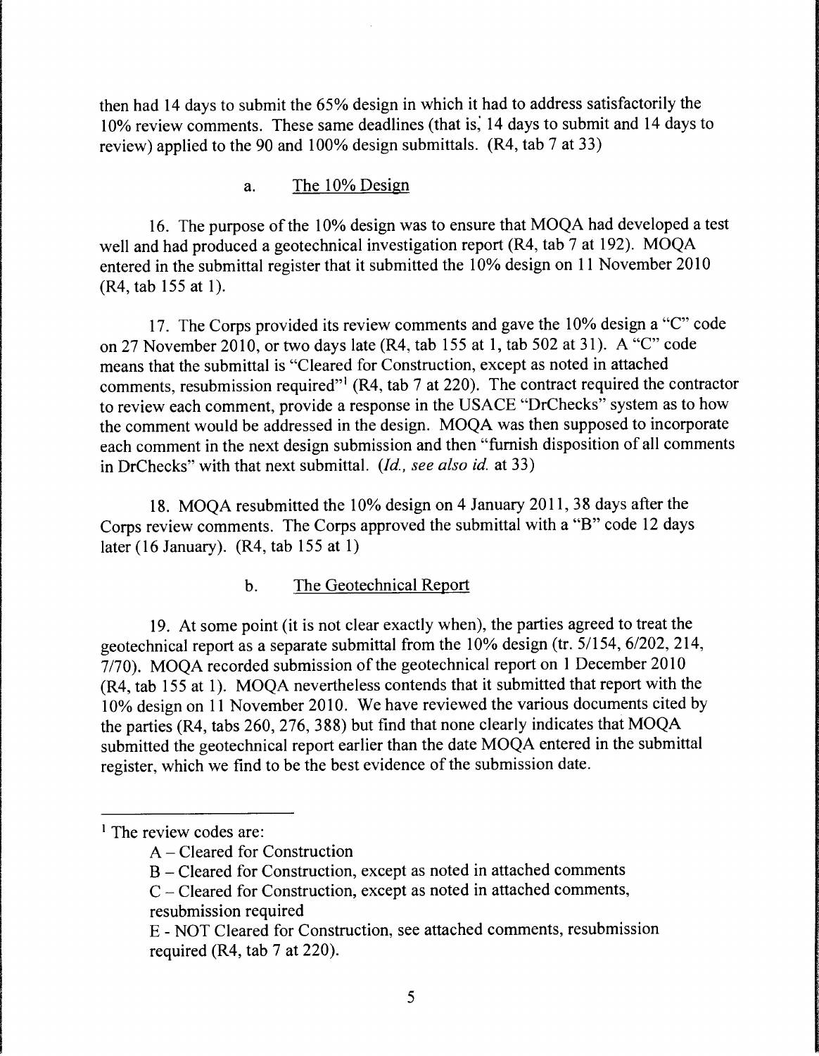then had 14 days to submit the 65% design in which it had to address satisfactorily the 10% review comments. These same deadlines (that is, 14 days to submit and 14 days to review) applied to the 90 and 100% design submittals. (R4, tab 7 at 33)

a. The 10% Design

16. The purpose of the 10% design was to ensure that MOQA had developed a test well and had produced a geotechnical investigation report (R4, tab 7 at 192). MOQA entered in the submittal register that it submitted the 10% design on 11 November 2010 (R4, tab 155 at 1).

17. The Corps provided its review comments and gave the 10% design a "C" code on 27 November 2010, or two days late (R4, tab 155 at 1, tab 502 at 31). A "C" code means that the submittal is "Cleared for Construction, except as noted in attached comments, resubmission required"[1] (R4, tab 7 at 220). The contract required the contractor to review each comment, provide a response in the USACE "DrChecks" system as to how the comment would be addressed in the design. MOQA was then supposed to incorporate each comment in the next design submission and then "furnish disposition of all comments in DrChecks" with that next submittal. (*Id., see also id.* at 33)

18. MOQA resubmitted the 10% design on 4 January 2011, 38 days after the Corps review comments. The Corps approved the submittal with a "B" code 12 days later (16 January). (R4, tab 155 at 1)

b. The Geotechnical Report

19. At some point (it is not clear exactly when), the parties agreed to treat the geotechnical report as a separate submittal from the 10% design (tr. 5/154, 6/202, 214, 7/70). MOQA recorded submission of the geotechnical report on 1 December 2010 (R4, tab 155 at 1). MOQA nevertheless contends that it submitted that report with the 10% design on 11 November 2010. We have reviewed the various documents cited by the parties (R4, tabs 260, 276, 388) but find that none clearly indicates that MOQA submitted the geotechnical report earlier than the date MOQA entered in the submittal register, which we find to be the best evidence of the submission date.

---

[1] The review codes are:

A – Cleared for Construction

B – Cleared for Construction, except as noted in attached comments

C – Cleared for Construction, except as noted in attached comments, resubmission required

E - NOT Cleared for Construction, see attached comments, resubmission required (R4, tab 7 at 220).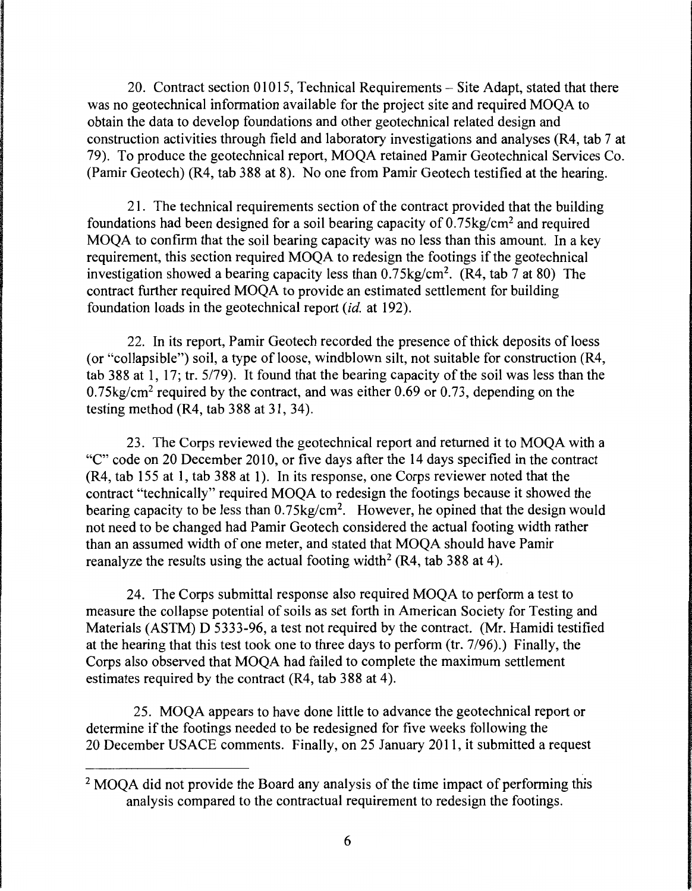20. Contract section 01015, Technical Requirements – Site Adapt, stated that there was no geotechnical information available for the project site and required MOQA to obtain the data to develop foundations and other geotechnical related design and construction activities through field and laboratory investigations and analyses (R4, tab 7 at 79). To produce the geotechnical report, MOQA retained Pamir Geotechnical Services Co. (Pamir Geotech) (R4, tab 388 at 8). No one from Pamir Geotech testified at the hearing.

21. The technical requirements section of the contract provided that the building foundations had been designed for a soil bearing capacity of $0.75kg/cm^2$ and required MOQA to confirm that the soil bearing capacity was no less than this amount. In a key requirement, this section required MOQA to redesign the footings if the geotechnical investigation showed a bearing capacity less than $0.75kg/cm^2$. (R4, tab 7 at 80) The contract further required MOQA to provide an estimated settlement for building foundation loads in the geotechnical report (*id.* at 192).

22. In its report, Pamir Geotech recorded the presence of thick deposits of loess (or "collapsible") soil, a type of loose, windblown silt, not suitable for construction (R4, tab 388 at 1, 17; tr. 5/79). It found that the bearing capacity of the soil was less than the $0.75kg/cm^2$ required by the contract, and was either 0.69 or 0.73, depending on the testing method (R4, tab 388 at 31, 34).

23. The Corps reviewed the geotechnical report and returned it to MOQA with a "C" code on 20 December 2010, or five days after the 14 days specified in the contract (R4, tab 155 at 1, tab 388 at 1). In its response, one Corps reviewer noted that the contract "technically" required MOQA to redesign the footings because it showed the bearing capacity to be less than $0.75kg/cm^2$. However, he opined that the design would not need to be changed had Pamir Geotech considered the actual footing width rather than an assumed width of one meter, and stated that MOQA should have Pamir reanalyze the results using the actual footing width[2] (R4, tab 388 at 4).

24. The Corps submittal response also required MOQA to perform a test to measure the collapse potential of soils as set forth in American Society for Testing and Materials (ASTM) D 5333-96, a test not required by the contract. (Mr. Hamidi testified at the hearing that this test took one to three days to perform (tr. 7/96).) Finally, the Corps also observed that MOQA had failed to complete the maximum settlement estimates required by the contract (R4, tab 388 at 4).

25. MOQA appears to have done little to advance the geotechnical report or determine if the footings needed to be redesigned for five weeks following the 20 December USACE comments. Finally, on 25 January 2011, it submitted a request

[2] MOQA did not provide the Board any analysis of the time impact of performing this analysis compared to the contractual requirement to redesign the footings.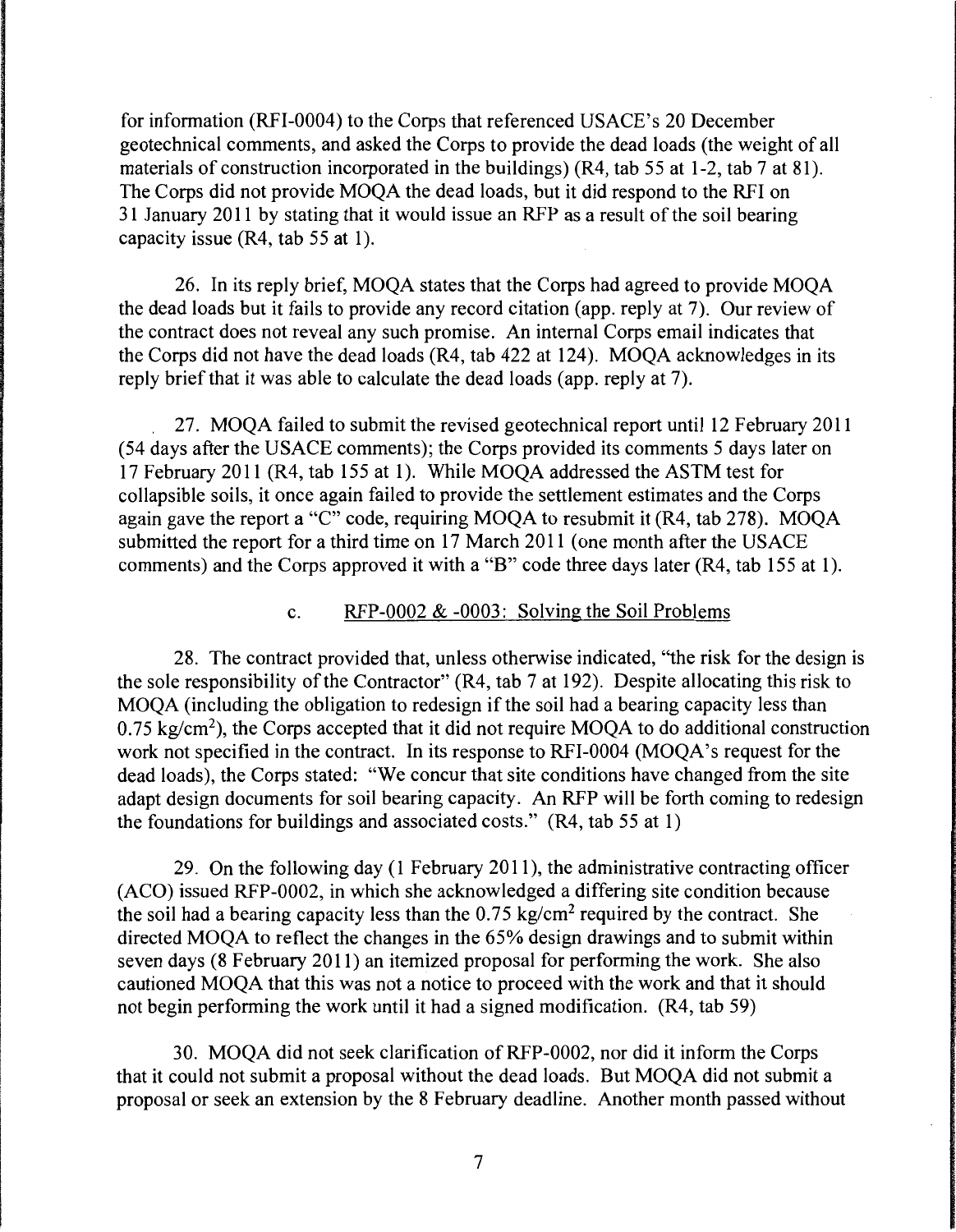for information (RFI-0004) to the Corps that referenced USACE's 20 December geotechnical comments, and asked the Corps to provide the dead loads (the weight of all materials of construction incorporated in the buildings) (R4, tab 55 at 1-2, tab 7 at 81). The Corps did not provide MOQA the dead loads, but it did respond to the RFI on 31 January 2011 by stating that it would issue an RFP as a result of the soil bearing capacity issue (R4, tab 55 at 1).

26. In its reply brief, MOQA states that the Corps had agreed to provide MOQA the dead loads but it fails to provide any record citation (app. reply at 7). Our review of the contract does not reveal any such promise. An internal Corps email indicates that the Corps did not have the dead loads (R4, tab 422 at 124). MOQA acknowledges in its reply brief that it was able to calculate the dead loads (app. reply at 7).

27. MOQA failed to submit the revised geotechnical report until 12 February 2011 (54 days after the USACE comments); the Corps provided its comments 5 days later on 17 February 2011 (R4, tab 155 at 1). While MOQA addressed the ASTM test for collapsible soils, it once again failed to provide the settlement estimates and the Corps again gave the report a "C" code, requiring MOQA to resubmit it (R4, tab 278). MOQA submitted the report for a third time on 17 March 2011 (one month after the USACE comments) and the Corps approved it with a "B" code three days later (R4, tab 155 at 1).

### c. RFP-0002 & -0003: Solving the Soil Problems

28. The contract provided that, unless otherwise indicated, "the risk for the design is the sole responsibility of the Contractor" (R4, tab 7 at 192). Despite allocating this risk to MOQA (including the obligation to redesign if the soil had a bearing capacity less than 0.75 kg/cm$^2$), the Corps accepted that it did not require MOQA to do additional construction work not specified in the contract. In its response to RFI-0004 (MOQA's request for the dead loads), the Corps stated: "We concur that site conditions have changed from the site adapt design documents for soil bearing capacity. An RFP will be forth coming to redesign the foundations for buildings and associated costs." (R4, tab 55 at 1)

29. On the following day (1 February 2011), the administrative contracting officer (ACO) issued RFP-0002, in which she acknowledged a differing site condition because the soil had a bearing capacity less than the 0.75 kg/cm$^2$ required by the contract. She directed MOQA to reflect the changes in the 65% design drawings and to submit within seven days (8 February 2011) an itemized proposal for performing the work. She also cautioned MOQA that this was not a notice to proceed with the work and that it should not begin performing the work until it had a signed modification. (R4, tab 59)

30. MOQA did not seek clarification of RFP-0002, nor did it inform the Corps that it could not submit a proposal without the dead loads. But MOQA did not submit a proposal or seek an extension by the 8 February deadline. Another month passed without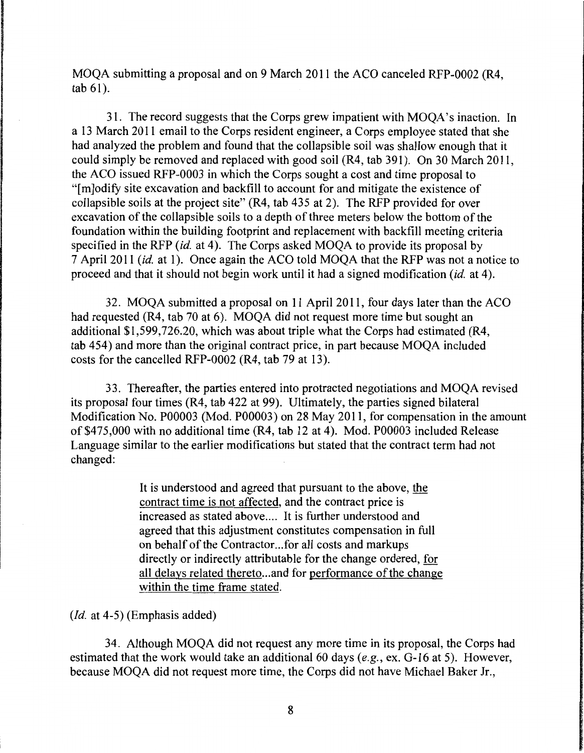MOQA submitting a proposal and on 9 March 2011 the ACO canceled RFP-0002 (R4, tab 61).

31. The record suggests that the Corps grew impatient with MOQA's inaction. In a 13 March 2011 email to the Corps resident engineer, a Corps employee stated that she had analyzed the problem and found that the collapsible soil was shallow enough that it could simply be removed and replaced with good soil (R4, tab 391). On 30 March 2011, the ACO issued RFP-0003 in which the Corps sought a cost and time proposal to "[m]odify site excavation and backfill to account for and mitigate the existence of collapsible soils at the project site" (R4, tab 435 at 2). The RFP provided for over excavation of the collapsible soils to a depth of three meters below the bottom of the foundation within the building footprint and replacement with backfill meeting criteria specified in the RFP (*id.* at 4). The Corps asked MOQA to provide its proposal by 7 April 2011 (*id.* at 1). Once again the ACO told MOQA that the RFP was not a notice to proceed and that it should not begin work until it had a signed modification (*id.* at 4).

32. MOQA submitted a proposal on 11 April 2011, four days later than the ACO had requested (R4, tab 70 at 6). MOQA did not request more time but sought an additional $1,599,726.20, which was about triple what the Corps had estimated (R4, tab 454) and more than the original contract price, in part because MOQA included costs for the cancelled RFP-0002 (R4, tab 79 at 13).

33. Thereafter, the parties entered into protracted negotiations and MOQA revised its proposal four times (R4, tab 422 at 99). Ultimately, the parties signed bilateral Modification No. P00003 (Mod. P00003) on 28 May 2011, for compensation in the amount of $475,000 with no additional time (R4, tab 12 at 4). Mod. P00003 included Release Language similar to the earlier modifications but stated that the contract term had not changed:

> It is understood and agreed that pursuant to the above, <u>the contract time is not affected</u>, and the contract price is increased as stated above.... It is further understood and agreed that this adjustment constitutes compensation in full on behalf of the Contractor...for all costs and markups directly or indirectly attributable for the change ordered, <u>for all delays related thereto</u>...and for <u>performance of the change within the time frame stated</u>.

(*Id.* at 4-5) (Emphasis added)

34. Although MOQA did not request any more time in its proposal, the Corps had estimated that the work would take an additional 60 days (*e.g.*, ex. G-16 at 5). However, because MOQA did not request more time, the Corps did not have Michael Baker Jr.,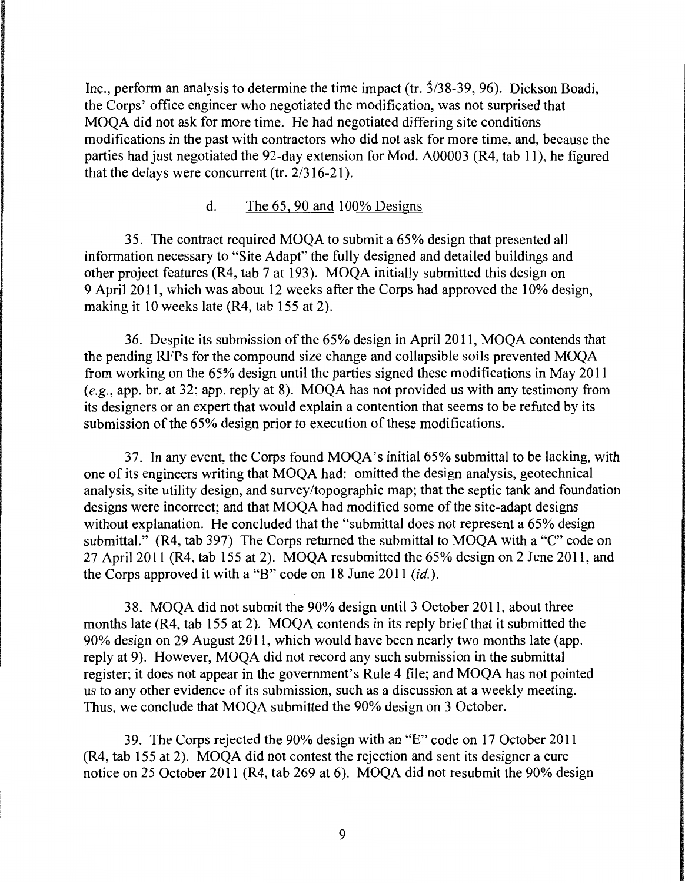Inc., perform an analysis to determine the time impact (tr. 3/38-39, 96). Dickson Boadi, the Corps' office engineer who negotiated the modification, was not surprised that MOQA did not ask for more time. He had negotiated differing site conditions modifications in the past with contractors who did not ask for more time, and, because the parties had just negotiated the 92-day extension for Mod. A00003 (R4, tab 11), he figured that the delays were concurrent (tr. 2/316-21).

### d. The 65, 90 and 100% Designs

35. The contract required MOQA to submit a 65% design that presented all information necessary to "Site Adapt" the fully designed and detailed buildings and other project features (R4, tab 7 at 193). MOQA initially submitted this design on 9 April 2011, which was about 12 weeks after the Corps had approved the 10% design, making it 10 weeks late (R4, tab 155 at 2).

36. Despite its submission of the 65% design in April 2011, MOQA contends that the pending RFPs for the compound size change and collapsible soils prevented MOQA from working on the 65% design until the parties signed these modifications in May 2011 (*e.g.*, app. br. at 32; app. reply at 8). MOQA has not provided us with any testimony from its designers or an expert that would explain a contention that seems to be refuted by its submission of the 65% design prior to execution of these modifications.

37. In any event, the Corps found MOQA's initial 65% submittal to be lacking, with one of its engineers writing that MOQA had: omitted the design analysis, geotechnical analysis, site utility design, and survey/topographic map; that the septic tank and foundation designs were incorrect; and that MOQA had modified some of the site-adapt designs without explanation. He concluded that the "submittal does not represent a 65% design submittal." (R4, tab 397) The Corps returned the submittal to MOQA with a "C" code on 27 April 2011 (R4, tab 155 at 2). MOQA resubmitted the 65% design on 2 June 2011, and the Corps approved it with a "B" code on 18 June 2011 (*id.*).

38. MOQA did not submit the 90% design until 3 October 2011, about three months late (R4, tab 155 at 2). MOQA contends in its reply brief that it submitted the 90% design on 29 August 2011, which would have been nearly two months late (app. reply at 9). However, MOQA did not record any such submission in the submittal register; it does not appear in the government's Rule 4 file; and MOQA has not pointed us to any other evidence of its submission, such as a discussion at a weekly meeting. Thus, we conclude that MOQA submitted the 90% design on 3 October.

39. The Corps rejected the 90% design with an "E" code on 17 October 2011 (R4, tab 155 at 2). MOQA did not contest the rejection and sent its designer a cure notice on 25 October 2011 (R4, tab 269 at 6). MOQA did not resubmit the 90% design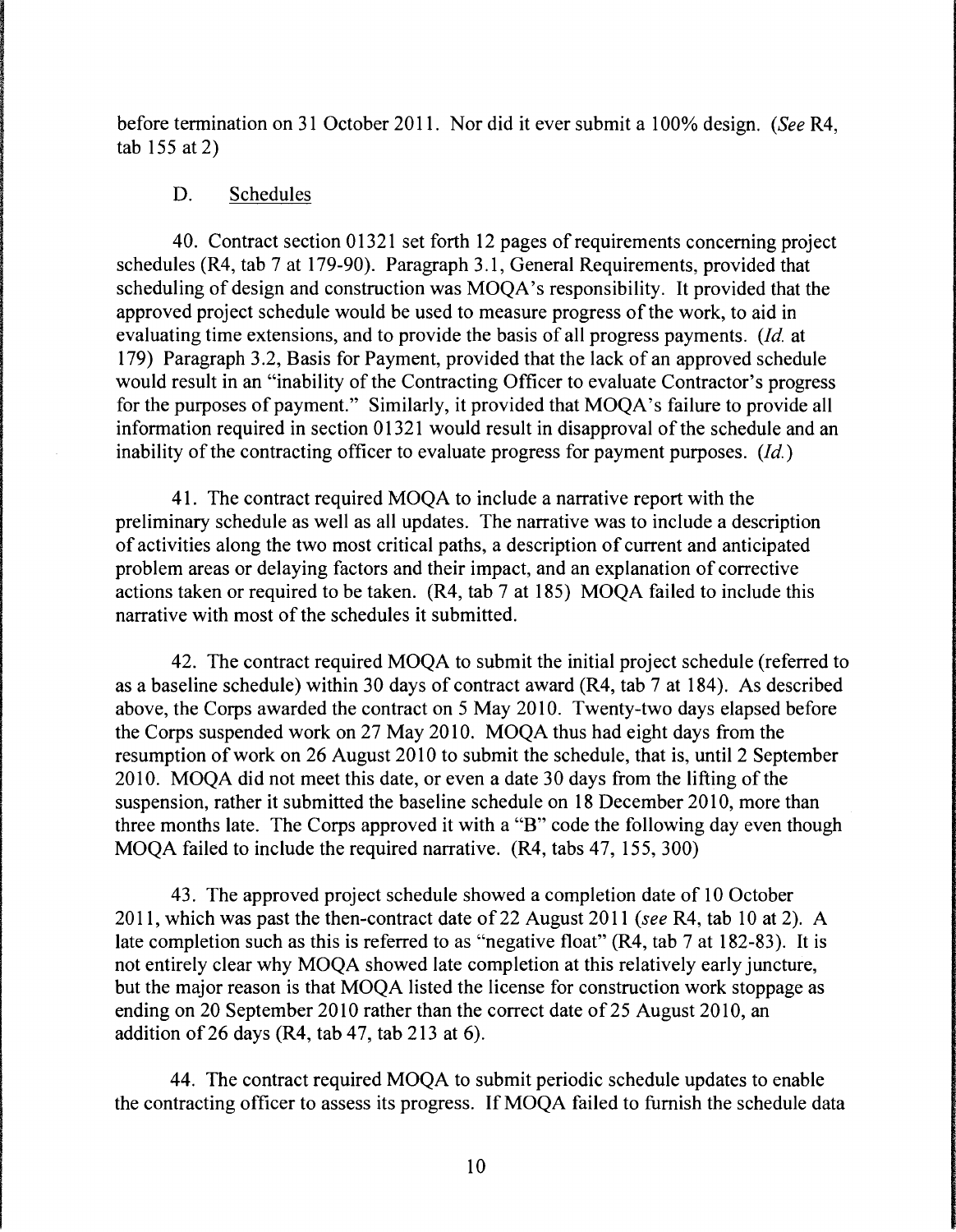before termination on 31 October 2011. Nor did it ever submit a 100% design. (*See* R4, tab 155 at 2)

## D. Schedules

40. Contract section 01321 set forth 12 pages of requirements concerning project schedules (R4, tab 7 at 179-90). Paragraph 3.1, General Requirements, provided that scheduling of design and construction was MOQA's responsibility. It provided that the approved project schedule would be used to measure progress of the work, to aid in evaluating time extensions, and to provide the basis of all progress payments. (*Id.* at 179) Paragraph 3.2, Basis for Payment, provided that the lack of an approved schedule would result in an "inability of the Contracting Officer to evaluate Contractor's progress for the purposes of payment." Similarly, it provided that MOQA's failure to provide all information required in section 01321 would result in disapproval of the schedule and an inability of the contracting officer to evaluate progress for payment purposes. (*Id.*)

41. The contract required MOQA to include a narrative report with the preliminary schedule as well as all updates. The narrative was to include a description of activities along the two most critical paths, a description of current and anticipated problem areas or delaying factors and their impact, and an explanation of corrective actions taken or required to be taken. (R4, tab 7 at 185) MOQA failed to include this narrative with most of the schedules it submitted.

42. The contract required MOQA to submit the initial project schedule (referred to as a baseline schedule) within 30 days of contract award (R4, tab 7 at 184). As described above, the Corps awarded the contract on 5 May 2010. Twenty-two days elapsed before the Corps suspended work on 27 May 2010. MOQA thus had eight days from the resumption of work on 26 August 2010 to submit the schedule, that is, until 2 September 2010. MOQA did not meet this date, or even a date 30 days from the lifting of the suspension, rather it submitted the baseline schedule on 18 December 2010, more than three months late. The Corps approved it with a "B" code the following day even though MOQA failed to include the required narrative. (R4, tabs 47, 155, 300)

43. The approved project schedule showed a completion date of 10 October 2011, which was past the then-contract date of 22 August 2011 (*see* R4, tab 10 at 2). A late completion such as this is referred to as "negative float" (R4, tab 7 at 182-83). It is not entirely clear why MOQA showed late completion at this relatively early juncture, but the major reason is that MOQA listed the license for construction work stoppage as ending on 20 September 2010 rather than the correct date of 25 August 2010, an addition of 26 days (R4, tab 47, tab 213 at 6).

44. The contract required MOQA to submit periodic schedule updates to enable the contracting officer to assess its progress. If MOQA failed to furnish the schedule data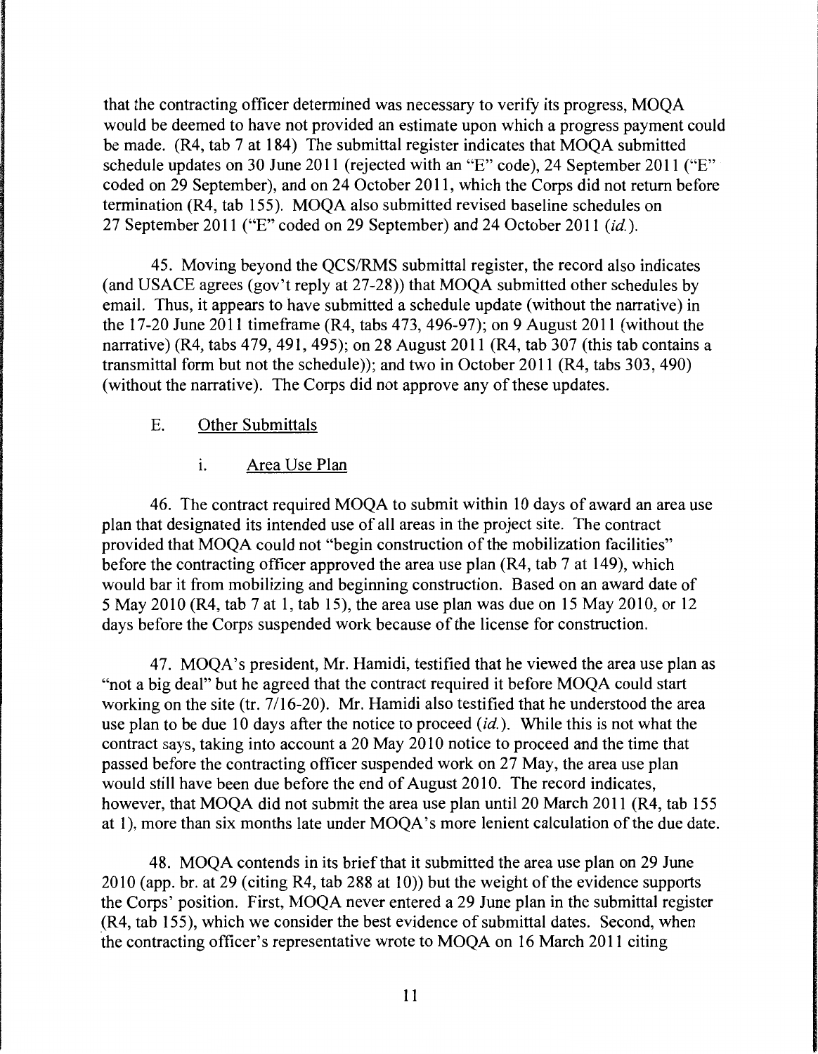that the contracting officer determined was necessary to verify its progress, MOQA would be deemed to have not provided an estimate upon which a progress payment could be made. (R4, tab 7 at 184) The submittal register indicates that MOQA submitted schedule updates on 30 June 2011 (rejected with an "E" code), 24 September 2011 ("E" coded on 29 September), and on 24 October 2011, which the Corps did not return before termination (R4, tab 155). MOQA also submitted revised baseline schedules on 27 September 2011 ("E" coded on 29 September) and 24 October 2011 (*id.*).

45. Moving beyond the QCS/RMS submittal register, the record also indicates (and USACE agrees (gov't reply at 27-28)) that MOQA submitted other schedules by email. Thus, it appears to have submitted a schedule update (without the narrative) in the 17-20 June 2011 timeframe (R4, tabs 473, 496-97); on 9 August 2011 (without the narrative) (R4, tabs 479, 491, 495); on 28 August 2011 (R4, tab 307 (this tab contains a transmittal form but not the schedule)); and two in October 2011 (R4, tabs 303, 490) (without the narrative). The Corps did not approve any of these updates.

E. Other Submittals

i. Area Use Plan

46. The contract required MOQA to submit within 10 days of award an area use plan that designated its intended use of all areas in the project site. The contract provided that MOQA could not "begin construction of the mobilization facilities" before the contracting officer approved the area use plan (R4, tab 7 at 149), which would bar it from mobilizing and beginning construction. Based on an award date of 5 May 2010 (R4, tab 7 at 1, tab 15), the area use plan was due on 15 May 2010, or 12 days before the Corps suspended work because of the license for construction.

47. MOQA's president, Mr. Hamidi, testified that he viewed the area use plan as "not a big deal" but he agreed that the contract required it before MOQA could start working on the site (tr. 7/16-20). Mr. Hamidi also testified that he understood the area use plan to be due 10 days after the notice to proceed (*id.*). While this is not what the contract says, taking into account a 20 May 2010 notice to proceed and the time that passed before the contracting officer suspended work on 27 May, the area use plan would still have been due before the end of August 2010. The record indicates, however, that MOQA did not submit the area use plan until 20 March 2011 (R4, tab 155 at 1), more than six months late under MOQA's more lenient calculation of the due date.

48. MOQA contends in its brief that it submitted the area use plan on 29 June 2010 (app. br. at 29 (citing R4, tab 288 at 10)) but the weight of the evidence supports the Corps' position. First, MOQA never entered a 29 June plan in the submittal register (R4, tab 155), which we consider the best evidence of submittal dates. Second, when the contracting officer's representative wrote to MOQA on 16 March 2011 citing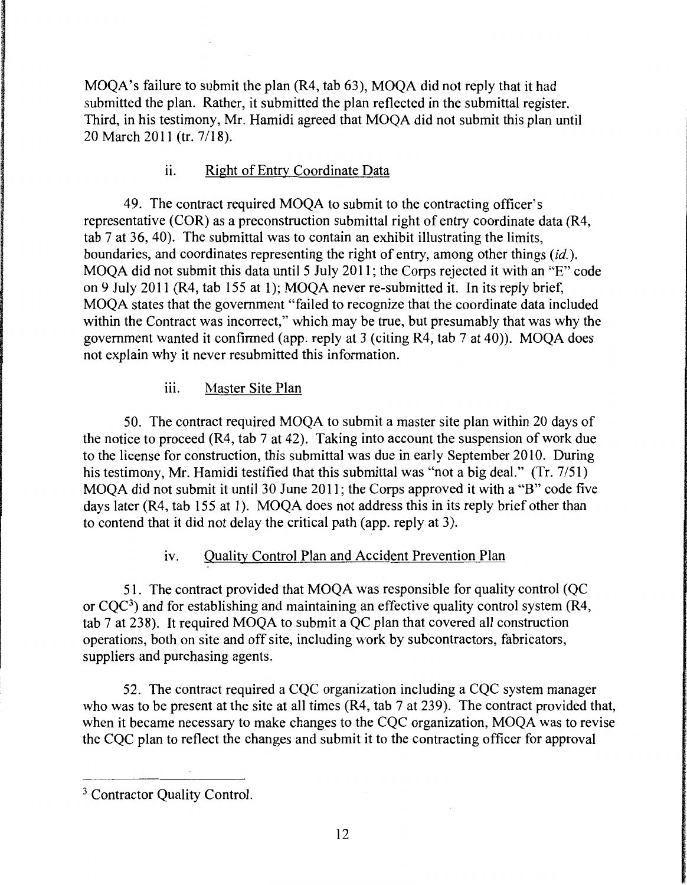MOQA's failure to submit the plan (R4, tab 63), MOQA did not reply that it had submitted the plan. Rather, it submitted the plan reflected in the submittal register. Third, in his testimony, Mr. Hamidi agreed that MOQA did not submit this plan until 20 March 2011 (tr. 7/18).

### ii. Right of Entry Coordinate Data

49. The contract required MOQA to submit to the contracting officer's representative (COR) as a preconstruction submittal right of entry coordinate data (R4, tab 7 at 36, 40). The submittal was to contain an exhibit illustrating the limits, boundaries, and coordinates representing the right of entry, among other things (*id.*). MOQA did not submit this data until 5 July 2011; the Corps rejected it with an "E" code on 9 July 2011 (R4, tab 155 at 1); MOQA never re-submitted it. In its reply brief, MOQA states that the government "failed to recognize that the coordinate data included within the Contract was incorrect," which may be true, but presumably that was why the government wanted it confirmed (app. reply at 3 (citing R4, tab 7 at 40)). MOQA does not explain why it never resubmitted this information.

### iii. Master Site Plan

50. The contract required MOQA to submit a master site plan within 20 days of the notice to proceed (R4, tab 7 at 42). Taking into account the suspension of work due to the license for construction, this submittal was due in early September 2010. During his testimony, Mr. Hamidi testified that this submittal was "not a big deal." (Tr. 7/51) MOQA did not submit it until 30 June 2011; the Corps approved it with a "B" code five days later (R4, tab 155 at 1). MOQA does not address this in its reply brief other than to contend that it did not delay the critical path (app. reply at 3).

### iv. Quality Control Plan and Accident Prevention Plan

51. The contract provided that MOQA was responsible for quality control (QC or CQC[3]) and for establishing and maintaining an effective quality control system (R4, tab 7 at 238). It required MOQA to submit a QC plan that covered all construction operations, both on site and off site, including work by subcontractors, fabricators, suppliers and purchasing agents.

52. The contract required a CQC organization including a CQC system manager who was to be present at the site at all times (R4, tab 7 at 239). The contract provided that, when it became necessary to make changes to the CQC organization, MOQA was to revise the CQC plan to reflect the changes and submit it to the contracting officer for approval

---

[3] Contractor Quality Control.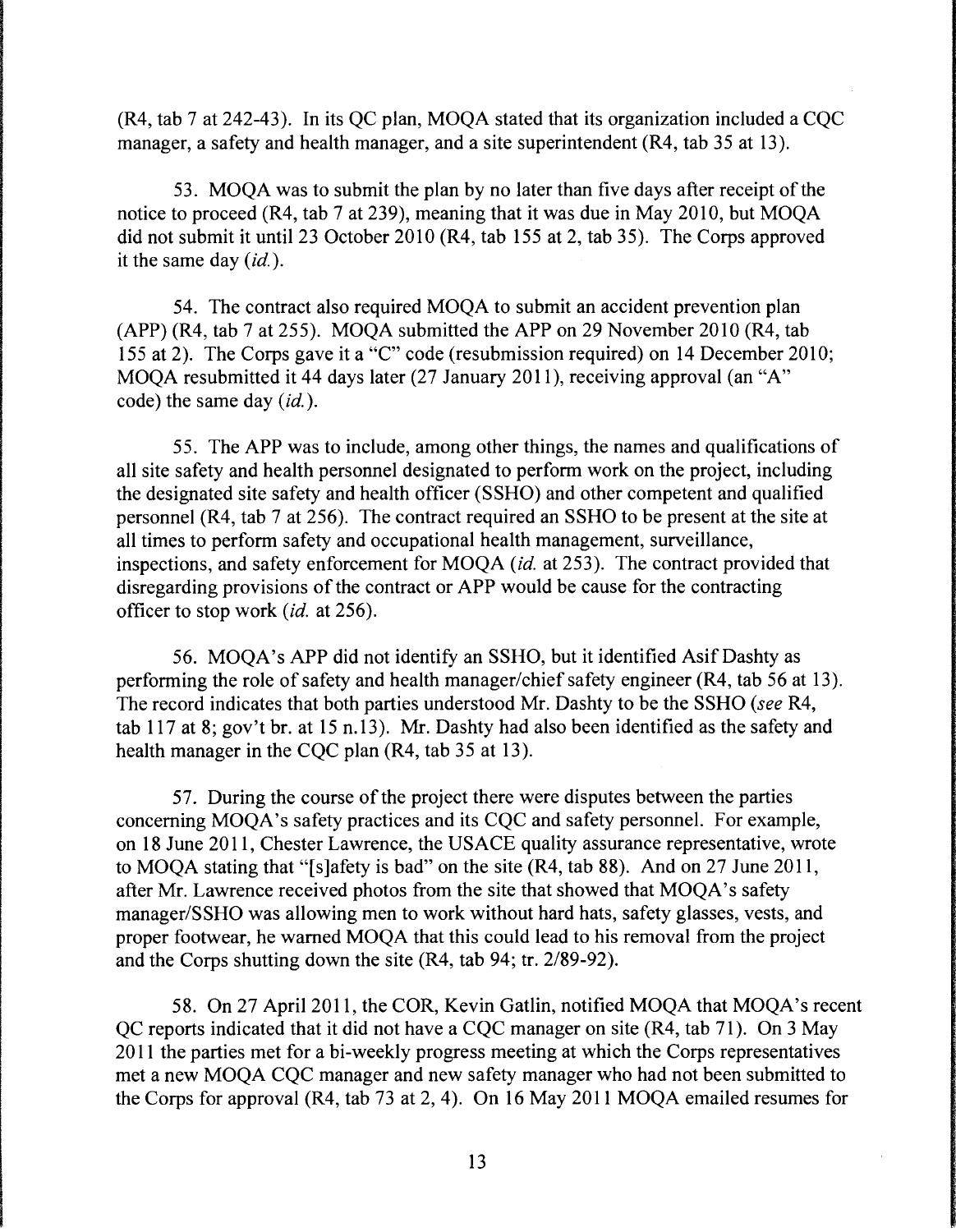(R4, tab 7 at 242-43). In its QC plan, MOQA stated that its organization included a CQC manager, a safety and health manager, and a site superintendent (R4, tab 35 at 13).

53. MOQA was to submit the plan by no later than five days after receipt of the notice to proceed (R4, tab 7 at 239), meaning that it was due in May 2010, but MOQA did not submit it until 23 October 2010 (R4, tab 155 at 2, tab 35). The Corps approved it the same day (*id.*).

54. The contract also required MOQA to submit an accident prevention plan (APP) (R4, tab 7 at 255). MOQA submitted the APP on 29 November 2010 (R4, tab 155 at 2). The Corps gave it a "C" code (resubmission required) on 14 December 2010; MOQA resubmitted it 44 days later (27 January 2011), receiving approval (an "A" code) the same day (*id.*).

55. The APP was to include, among other things, the names and qualifications of all site safety and health personnel designated to perform work on the project, including the designated site safety and health officer (SSHO) and other competent and qualified personnel (R4, tab 7 at 256). The contract required an SSHO to be present at the site at all times to perform safety and occupational health management, surveillance, inspections, and safety enforcement for MOQA (*id.* at 253). The contract provided that disregarding provisions of the contract or APP would be cause for the contracting officer to stop work (*id.* at 256).

56. MOQA's APP did not identify an SSHO, but it identified Asif Dashty as performing the role of safety and health manager/chief safety engineer (R4, tab 56 at 13). The record indicates that both parties understood Mr. Dashty to be the SSHO (*see* R4, tab 117 at 8; gov't br. at 15 n.13). Mr. Dashty had also been identified as the safety and health manager in the CQC plan (R4, tab 35 at 13).

57. During the course of the project there were disputes between the parties concerning MOQA's safety practices and its CQC and safety personnel. For example, on 18 June 2011, Chester Lawrence, the USACE quality assurance representative, wrote to MOQA stating that "[s]afety is bad" on the site (R4, tab 88). And on 27 June 2011, after Mr. Lawrence received photos from the site that showed that MOQA's safety manager/SSHO was allowing men to work without hard hats, safety glasses, vests, and proper footwear, he warned MOQA that this could lead to his removal from the project and the Corps shutting down the site (R4, tab 94; tr. 2/89-92).

58. On 27 April 2011, the COR, Kevin Gatlin, notified MOQA that MOQA's recent QC reports indicated that it did not have a CQC manager on site (R4, tab 71). On 3 May 2011 the parties met for a bi-weekly progress meeting at which the Corps representatives met a new MOQA CQC manager and new safety manager who had not been submitted to the Corps for approval (R4, tab 73 at 2, 4). On 16 May 2011 MOQA emailed resumes for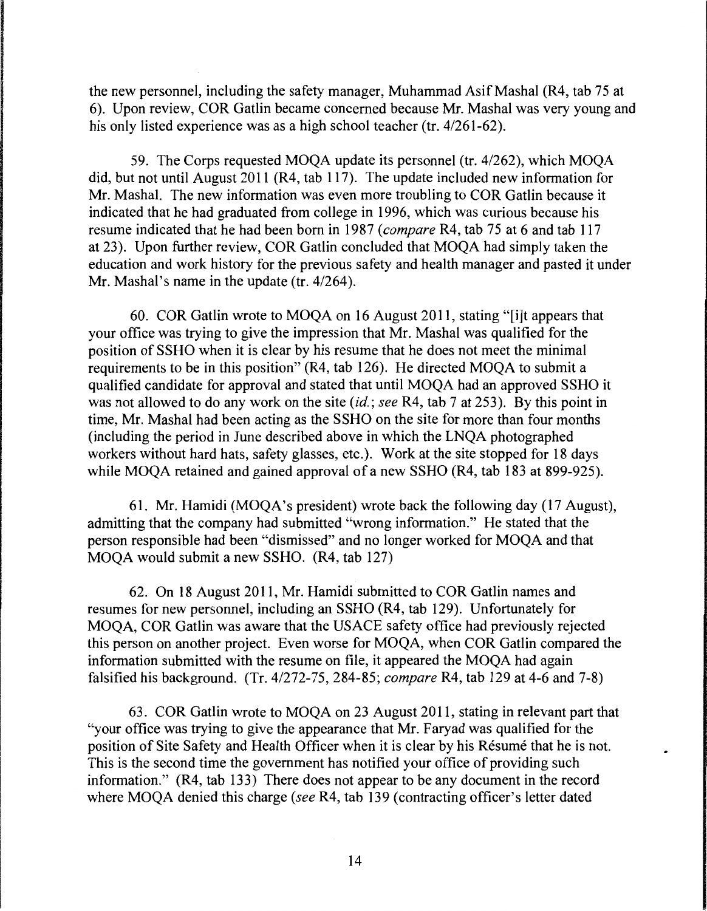the new personnel, including the safety manager, Muhammad Asif Mashal (R4, tab 75 at 6). Upon review, COR Gatlin became concerned because Mr. Mashal was very young and his only listed experience was as a high school teacher (tr. 4/261-62).

59. The Corps requested MOQA update its personnel (tr. 4/262), which MOQA did, but not until August 2011 (R4, tab 117). The update included new information for Mr. Mashal. The new information was even more troubling to COR Gatlin because it indicated that he had graduated from college in 1996, which was curious because his resume indicated that he had been born in 1987 (*compare* R4, tab 75 at 6 and tab 117 at 23). Upon further review, COR Gatlin concluded that MOQA had simply taken the education and work history for the previous safety and health manager and pasted it under Mr. Mashal's name in the update (tr. 4/264).

60. COR Gatlin wrote to MOQA on 16 August 2011, stating "[i]t appears that your office was trying to give the impression that Mr. Mashal was qualified for the position of SSHO when it is clear by his resume that he does not meet the minimal requirements to be in this position" (R4, tab 126). He directed MOQA to submit a qualified candidate for approval and stated that until MOQA had an approved SSHO it was not allowed to do any work on the site (*id.*; *see* R4, tab 7 at 253). By this point in time, Mr. Mashal had been acting as the SSHO on the site for more than four months (including the period in June described above in which the LNQA photographed workers without hard hats, safety glasses, etc.). Work at the site stopped for 18 days while MOQA retained and gained approval of a new SSHO (R4, tab 183 at 899-925).

61. Mr. Hamidi (MOQA's president) wrote back the following day (17 August), admitting that the company had submitted "wrong information." He stated that the person responsible had been "dismissed" and no longer worked for MOQA and that MOQA would submit a new SSHO. (R4, tab 127)

62. On 18 August 2011, Mr. Hamidi submitted to COR Gatlin names and resumes for new personnel, including an SSHO (R4, tab 129). Unfortunately for MOQA, COR Gatlin was aware that the USACE safety office had previously rejected this person on another project. Even worse for MOQA, when COR Gatlin compared the information submitted with the resume on file, it appeared the MOQA had again falsified his background. (Tr. 4/272-75, 284-85; *compare* R4, tab 129 at 4-6 and 7-8)

63. COR Gatlin wrote to MOQA on 23 August 2011, stating in relevant part that "your office was trying to give the appearance that Mr. Faryad was qualified for the position of Site Safety and Health Officer when it is clear by his Résumé that he is not. This is the second time the government has notified your office of providing such information." (R4, tab 133) There does not appear to be any document in the record where MOQA denied this charge (*see* R4, tab 139 (contracting officer's letter dated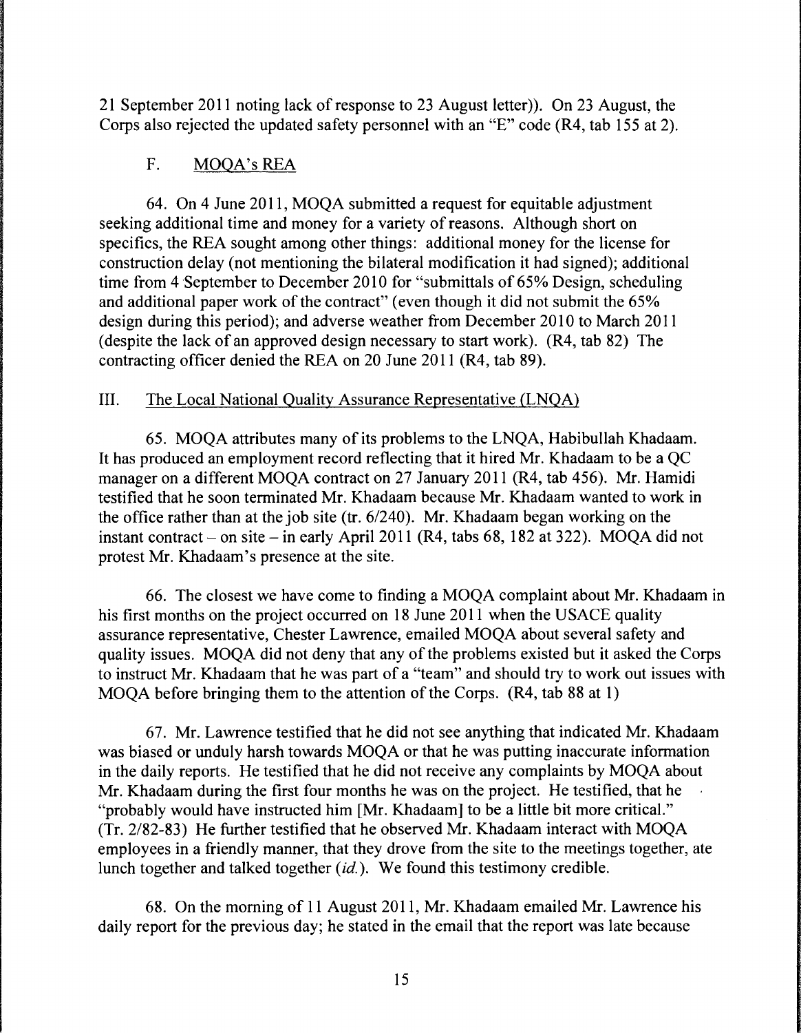21 September 2011 noting lack of response to 23 August letter)). On 23 August, the Corps also rejected the updated safety personnel with an "E" code (R4, tab 155 at 2).

### F. MOQA's REA

64. On 4 June 2011, MOQA submitted a request for equitable adjustment seeking additional time and money for a variety of reasons. Although short on specifics, the REA sought among other things: additional money for the license for construction delay (not mentioning the bilateral modification it had signed); additional time from 4 September to December 2010 for "submittals of 65% Design, scheduling and additional paper work of the contract" (even though it did not submit the 65% design during this period); and adverse weather from December 2010 to March 2011 (despite the lack of an approved design necessary to start work). (R4, tab 82) The contracting officer denied the REA on 20 June 2011 (R4, tab 89).

## III. The Local National Quality Assurance Representative (LNQA)

65. MOQA attributes many of its problems to the LNQA, Habibullah Khadaam. It has produced an employment record reflecting that it hired Mr. Khadaam to be a QC manager on a different MOQA contract on 27 January 2011 (R4, tab 456). Mr. Hamidi testified that he soon terminated Mr. Khadaam because Mr. Khadaam wanted to work in the office rather than at the job site (tr. 6/240). Mr. Khadaam began working on the instant contract – on site – in early April 2011 (R4, tabs 68, 182 at 322). MOQA did not protest Mr. Khadaam's presence at the site.

66. The closest we have come to finding a MOQA complaint about Mr. Khadaam in his first months on the project occurred on 18 June 2011 when the USACE quality assurance representative, Chester Lawrence, emailed MOQA about several safety and quality issues. MOQA did not deny that any of the problems existed but it asked the Corps to instruct Mr. Khadaam that he was part of a "team" and should try to work out issues with MOQA before bringing them to the attention of the Corps. (R4, tab 88 at 1)

67. Mr. Lawrence testified that he did not see anything that indicated Mr. Khadaam was biased or unduly harsh towards MOQA or that he was putting inaccurate information in the daily reports. He testified that he did not receive any complaints by MOQA about Mr. Khadaam during the first four months he was on the project. He testified, that he "probably would have instructed him [Mr. Khadaam] to be a little bit more critical." (Tr. 2/82-83) He further testified that he observed Mr. Khadaam interact with MOQA employees in a friendly manner, that they drove from the site to the meetings together, ate lunch together and talked together (*id.*). We found this testimony credible.

68. On the morning of 11 August 2011, Mr. Khadaam emailed Mr. Lawrence his daily report for the previous day; he stated in the email that the report was late because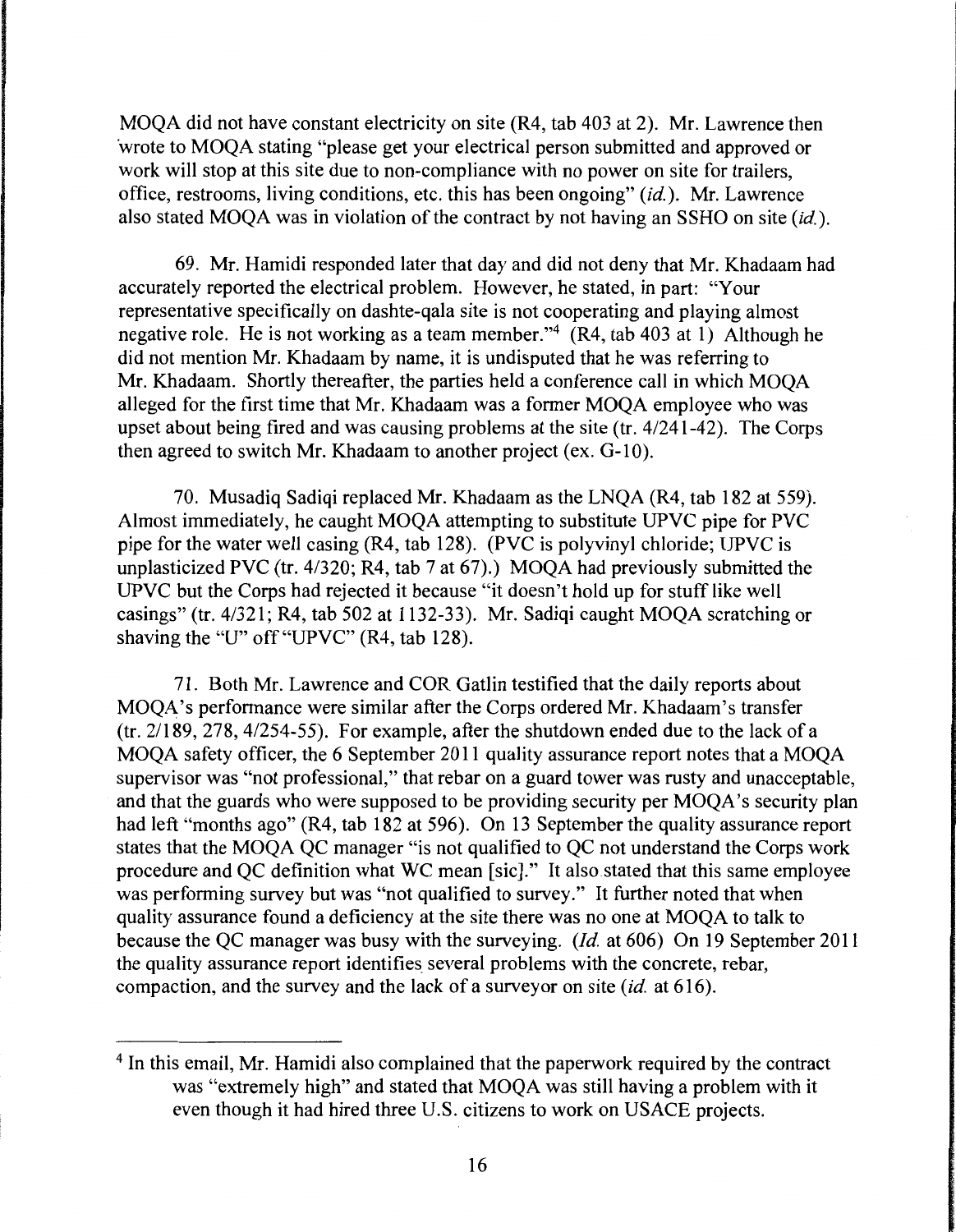MOQA did not have constant electricity on site (R4, tab 403 at 2). Mr. Lawrence then wrote to MOQA stating "please get your electrical person submitted and approved or work will stop at this site due to non-compliance with no power on site for trailers, office, restrooms, living conditions, etc. this has been ongoing" (*id.*). Mr. Lawrence also stated MOQA was in violation of the contract by not having an SSHO on site (*id.*).

69. Mr. Hamidi responded later that day and did not deny that Mr. Khadaam had accurately reported the electrical problem. However, he stated, in part: "Your representative specifically on dashte-qala site is not cooperating and playing almost negative role. He is not working as a team member."[4] (R4, tab 403 at 1) Although he did not mention Mr. Khadaam by name, it is undisputed that he was referring to Mr. Khadaam. Shortly thereafter, the parties held a conference call in which MOQA alleged for the first time that Mr. Khadaam was a former MOQA employee who was upset about being fired and was causing problems at the site (tr. 4/241-42). The Corps then agreed to switch Mr. Khadaam to another project (ex. G-10).

70. Musadiq Sadiqi replaced Mr. Khadaam as the LNQA (R4, tab 182 at 559). Almost immediately, he caught MOQA attempting to substitute UPVC pipe for PVC pipe for the water well casing (R4, tab 128). (PVC is polyvinyl chloride; UPVC is unplasticized PVC (tr. 4/320; R4, tab 7 at 67).) MOQA had previously submitted the UPVC but the Corps had rejected it because "it doesn't hold up for stuff like well casings" (tr. 4/321; R4, tab 502 at 1132-33). Mr. Sadiqi caught MOQA scratching or shaving the "U" off "UPVC" (R4, tab 128).

71. Both Mr. Lawrence and COR Gatlin testified that the daily reports about MOQA's performance were similar after the Corps ordered Mr. Khadaam's transfer (tr. 2/189, 278, 4/254-55). For example, after the shutdown ended due to the lack of a MOQA safety officer, the 6 September 2011 quality assurance report notes that a MOQA supervisor was "not professional," that rebar on a guard tower was rusty and unacceptable, and that the guards who were supposed to be providing security per MOQA's security plan had left "months ago" (R4, tab 182 at 596). On 13 September the quality assurance report states that the MOQA QC manager "is not qualified to QC not understand the Corps work procedure and QC definition what WC mean [sic]." It also stated that this same employee was performing survey but was "not qualified to survey." It further noted that when quality assurance found a deficiency at the site there was no one at MOQA to talk to because the QC manager was busy with the surveying. (*Id.* at 606) On 19 September 2011 the quality assurance report identifies several problems with the concrete, rebar, compaction, and the survey and the lack of a surveyor on site (*id.* at 616).

---

[4] In this email, Mr. Hamidi also complained that the paperwork required by the contract was "extremely high" and stated that MOQA was still having a problem with it even though it had hired three U.S. citizens to work on USACE projects.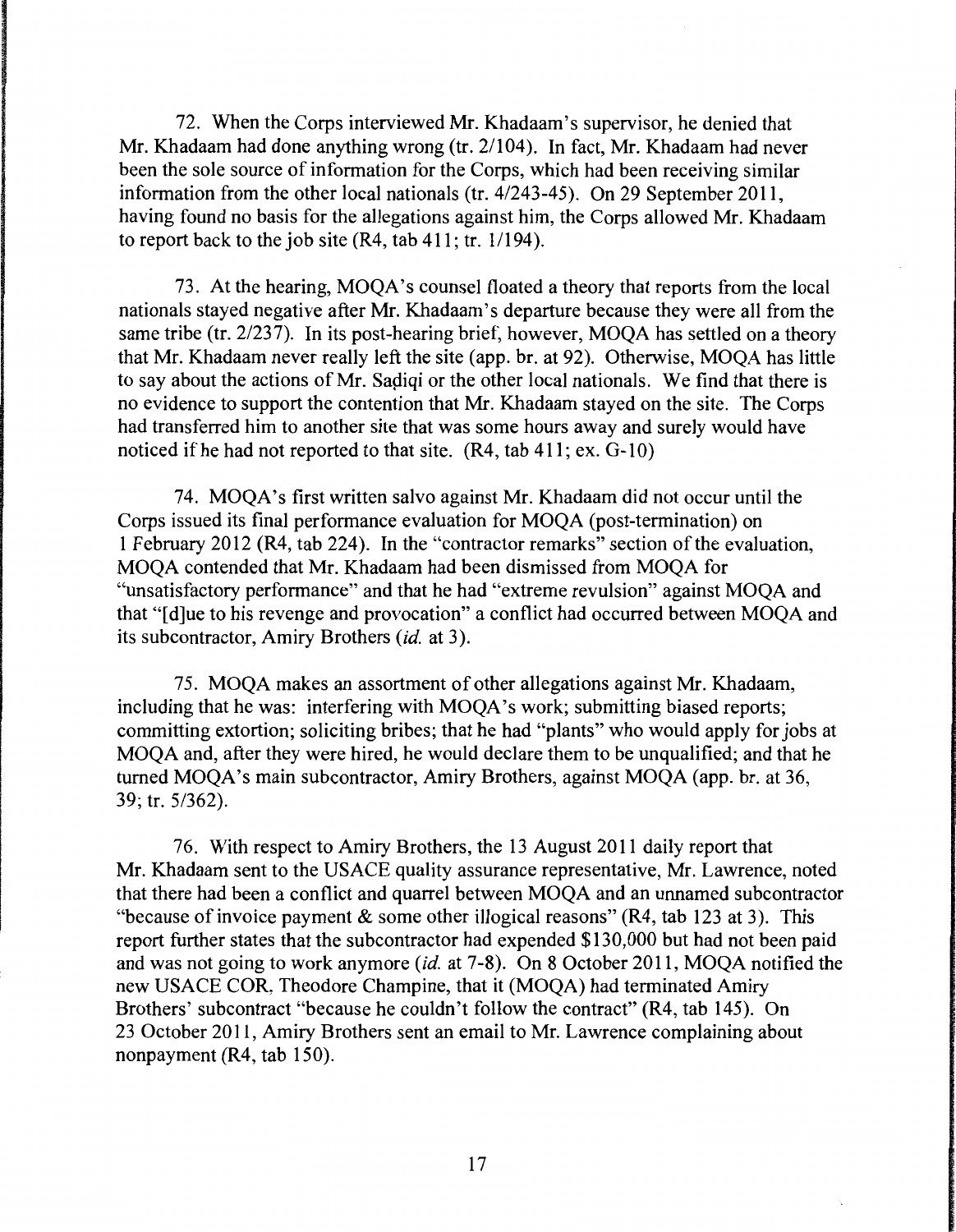72. When the Corps interviewed Mr. Khadaam's supervisor, he denied that Mr. Khadaam had done anything wrong (tr. 2/104). In fact, Mr. Khadaam had never been the sole source of information for the Corps, which had been receiving similar information from the other local nationals (tr. 4/243-45). On 29 September 2011, having found no basis for the allegations against him, the Corps allowed Mr. Khadaam to report back to the job site (R4, tab 411; tr. 1/194).

73. At the hearing, MOQA's counsel floated a theory that reports from the local nationals stayed negative after Mr. Khadaam's departure because they were all from the same tribe (tr. 2/237). In its post-hearing brief, however, MOQA has settled on a theory that Mr. Khadaam never really left the site (app. br. at 92). Otherwise, MOQA has little to say about the actions of Mr. Saḍiqi or the other local nationals. We find that there is no evidence to support the contention that Mr. Khadaam stayed on the site. The Corps had transferred him to another site that was some hours away and surely would have noticed if he had not reported to that site. (R4, tab 411; ex. G-10)

74. MOQA's first written salvo against Mr. Khadaam did not occur until the Corps issued its final performance evaluation for MOQA (post-termination) on 1 February 2012 (R4, tab 224). In the "contractor remarks" section of the evaluation, MOQA contended that Mr. Khadaam had been dismissed from MOQA for "unsatisfactory performance" and that he had "extreme revulsion" against MOQA and that "[d]ue to his revenge and provocation" a conflict had occurred between MOQA and its subcontractor, Amiry Brothers (*id.* at 3).

75. MOQA makes an assortment of other allegations against Mr. Khadaam, including that he was: interfering with MOQA's work; submitting biased reports; committing extortion; soliciting bribes; that he had "plants" who would apply for jobs at MOQA and, after they were hired, he would declare them to be unqualified; and that he turned MOQA's main subcontractor, Amiry Brothers, against MOQA (app. br. at 36, 39; tr. 5/362).

76. With respect to Amiry Brothers, the 13 August 2011 daily report that Mr. Khadaam sent to the USACE quality assurance representative, Mr. Lawrence, noted that there had been a conflict and quarrel between MOQA and an unnamed subcontractor "because of invoice payment & some other illogical reasons" (R4, tab 123 at 3). This report further states that the subcontractor had expended $130,000 but had not been paid and was not going to work anymore (*id.* at 7-8). On 8 October 2011, MOQA notified the new USACE COR, Theodore Champine, that it (MOQA) had terminated Amiry Brothers' subcontract "because he couldn't follow the contract" (R4, tab 145). On 23 October 2011, Amiry Brothers sent an email to Mr. Lawrence complaining about nonpayment (R4, tab 150).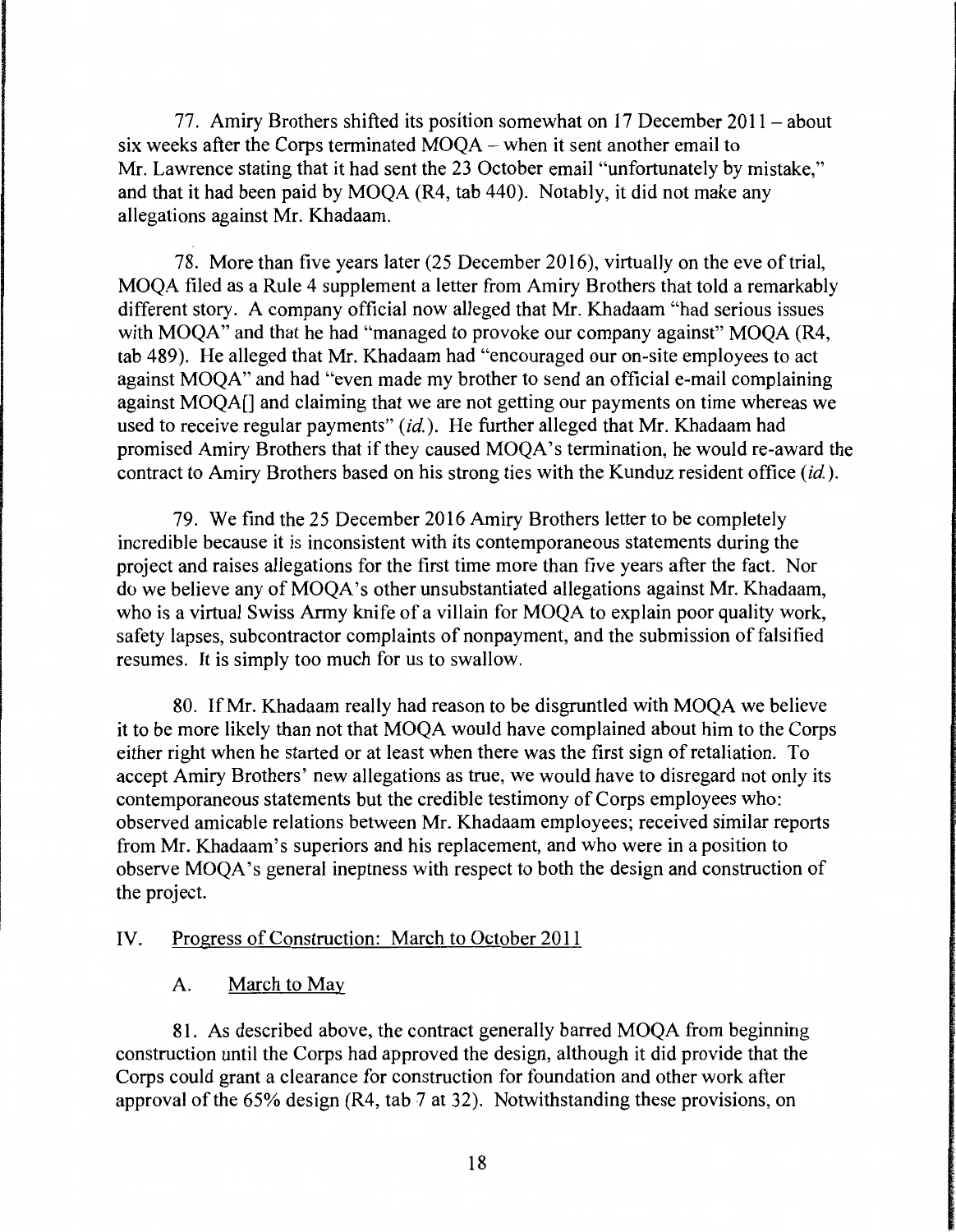77. Amiry Brothers shifted its position somewhat on 17 December 2011 – about six weeks after the Corps terminated MOQA – when it sent another email to Mr. Lawrence stating that it had sent the 23 October email "unfortunately by mistake," and that it had been paid by MOQA (R4, tab 440). Notably, it did not make any allegations against Mr. Khadaam.

78. More than five years later (25 December 2016), virtually on the eve of trial, MOQA filed as a Rule 4 supplement a letter from Amiry Brothers that told a remarkably different story. A company official now alleged that Mr. Khadaam "had serious issues with MOQA" and that he had "managed to provoke our company against" MOQA (R4, tab 489). He alleged that Mr. Khadaam had "encouraged our on-site employees to act against MOQA" and had "even made my brother to send an official e-mail complaining against MOQA[] and claiming that we are not getting our payments on time whereas we used to receive regular payments" (*id.*). He further alleged that Mr. Khadaam had promised Amiry Brothers that if they caused MOQA's termination, he would re-award the contract to Amiry Brothers based on his strong ties with the Kunduz resident office (*id.*).

79. We find the 25 December 2016 Amiry Brothers letter to be completely incredible because it is inconsistent with its contemporaneous statements during the project and raises allegations for the first time more than five years after the fact. Nor do we believe any of MOQA's other unsubstantiated allegations against Mr. Khadaam, who is a virtual Swiss Army knife of a villain for MOQA to explain poor quality work, safety lapses, subcontractor complaints of nonpayment, and the submission of falsified resumes. It is simply too much for us to swallow.

80. If Mr. Khadaam really had reason to be disgruntled with MOQA we believe it to be more likely than not that MOQA would have complained about him to the Corps either right when he started or at least when there was the first sign of retaliation. To accept Amiry Brothers' new allegations as true, we would have to disregard not only its contemporaneous statements but the credible testimony of Corps employees who: observed amicable relations between Mr. Khadaam employees; received similar reports from Mr. Khadaam's superiors and his replacement, and who were in a position to observe MOQA's general ineptness with respect to both the design and construction of the project.

## IV. Progress of Construction: March to October 2011

### A. March to May

81. As described above, the contract generally barred MOQA from beginning construction until the Corps had approved the design, although it did provide that the Corps could grant a clearance for construction for foundation and other work after approval of the 65% design (R4, tab 7 at 32). Notwithstanding these provisions, on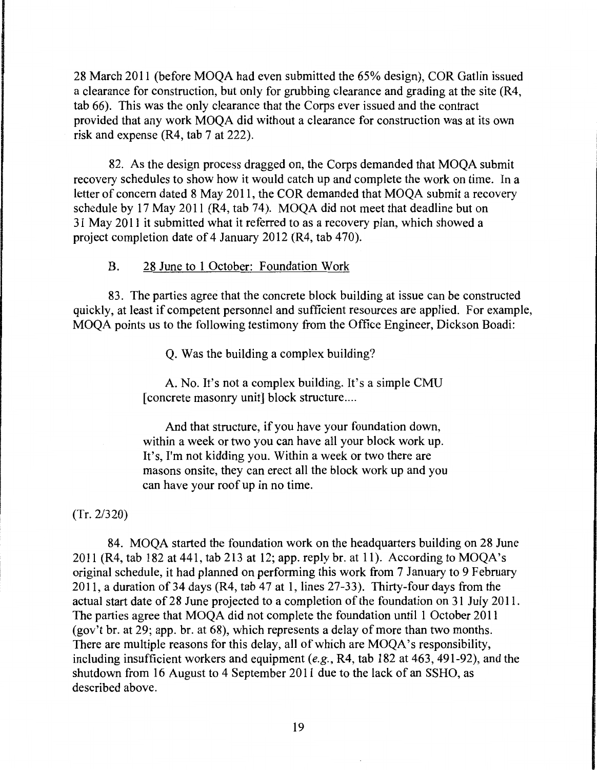28 March 2011 (before MOQA had even submitted the 65% design), COR Gatlin issued a clearance for construction, but only for grubbing clearance and grading at the site (R4, tab 66). This was the only clearance that the Corps ever issued and the contract provided that any work MOQA did without a clearance for construction was at its own risk and expense (R4, tab 7 at 222).

82. As the design process dragged on, the Corps demanded that MOQA submit recovery schedules to show how it would catch up and complete the work on time. In a letter of concern dated 8 May 2011, the COR demanded that MOQA submit a recovery schedule by 17 May 2011 (R4, tab 74). MOQA did not meet that deadline but on 31 May 2011 it submitted what it referred to as a recovery plan, which showed a project completion date of 4 January 2012 (R4, tab 470).

B. <u>28 June to 1 October: Foundation Work</u>

83. The parties agree that the concrete block building at issue can be constructed quickly, at least if competent personnel and sufficient resources are applied. For example, MOQA points us to the following testimony from the Office Engineer, Dickson Boadi:

> Q. Was the building a complex building?
>
> A. No. It's not a complex building. It's a simple CMU [concrete masonry unit] block structure....
>
> And that structure, if you have your foundation down, within a week or two you can have all your block work up. It's, I'm not kidding you. Within a week or two there are masons onsite, they can erect all the block work up and you can have your roof up in no time.

(Tr. 2/320)

84. MOQA started the foundation work on the headquarters building on 28 June 2011 (R4, tab 182 at 441, tab 213 at 12; app. reply br. at 11). According to MOQA's original schedule, it had planned on performing this work from 7 January to 9 February 2011, a duration of 34 days (R4, tab 47 at 1, lines 27-33). Thirty-four days from the actual start date of 28 June projected to a completion of the foundation on 31 July 2011. The parties agree that MOQA did not complete the foundation until 1 October 2011 (gov't br. at 29; app. br. at 68), which represents a delay of more than two months. There are multiple reasons for this delay, all of which are MOQA's responsibility, including insufficient workers and equipment (*e.g.*, R4, tab 182 at 463, 491-92), and the shutdown from 16 August to 4 September 2011 due to the lack of an SSHO, as described above.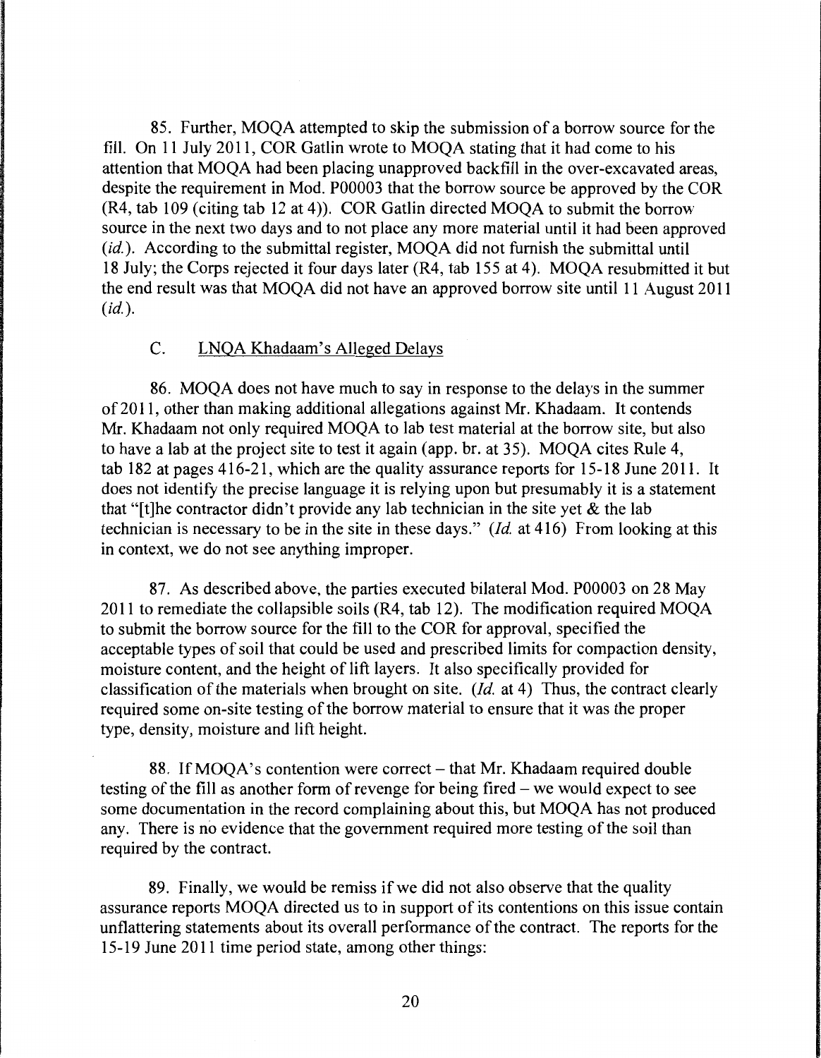85. Further, MOQA attempted to skip the submission of a borrow source for the fill. On 11 July 2011, COR Gatlin wrote to MOQA stating that it had come to his attention that MOQA had been placing unapproved backfill in the over-excavated areas, despite the requirement in Mod. P00003 that the borrow source be approved by the COR (R4, tab 109 (citing tab 12 at 4)). COR Gatlin directed MOQA to submit the borrow source in the next two days and to not place any more material until it had been approved (*id.*). According to the submittal register, MOQA did not furnish the submittal until 18 July; the Corps rejected it four days later (R4, tab 155 at 4). MOQA resubmitted it but the end result was that MOQA did not have an approved borrow site until 11 August 2011 (*id.*).

## C. LNQA Khadaam's Alleged Delays

86. MOQA does not have much to say in response to the delays in the summer of 2011, other than making additional allegations against Mr. Khadaam. It contends Mr. Khadaam not only required MOQA to lab test material at the borrow site, but also to have a lab at the project site to test it again (app. br. at 35). MOQA cites Rule 4, tab 182 at pages 416-21, which are the quality assurance reports for 15-18 June 2011. It does not identify the precise language it is relying upon but presumably it is a statement that "[t]he contractor didn't provide any lab technician in the site yet & the lab technician is necessary to be in the site in these days." (*Id.* at 416) From looking at this in context, we do not see anything improper.

87. As described above, the parties executed bilateral Mod. P00003 on 28 May 2011 to remediate the collapsible soils (R4, tab 12). The modification required MOQA to submit the borrow source for the fill to the COR for approval, specified the acceptable types of soil that could be used and prescribed limits for compaction density, moisture content, and the height of lift layers. It also specifically provided for classification of the materials when brought on site. (*Id.* at 4) Thus, the contract clearly required some on-site testing of the borrow material to ensure that it was the proper type, density, moisture and lift height.

88. If MOQA's contention were correct – that Mr. Khadaam required double testing of the fill as another form of revenge for being fired – we would expect to see some documentation in the record complaining about this, but MOQA has not produced any. There is no evidence that the government required more testing of the soil than required by the contract.

89. Finally, we would be remiss if we did not also observe that the quality assurance reports MOQA directed us to in support of its contentions on this issue contain unflattering statements about its overall performance of the contract. The reports for the 15-19 June 2011 time period state, among other things: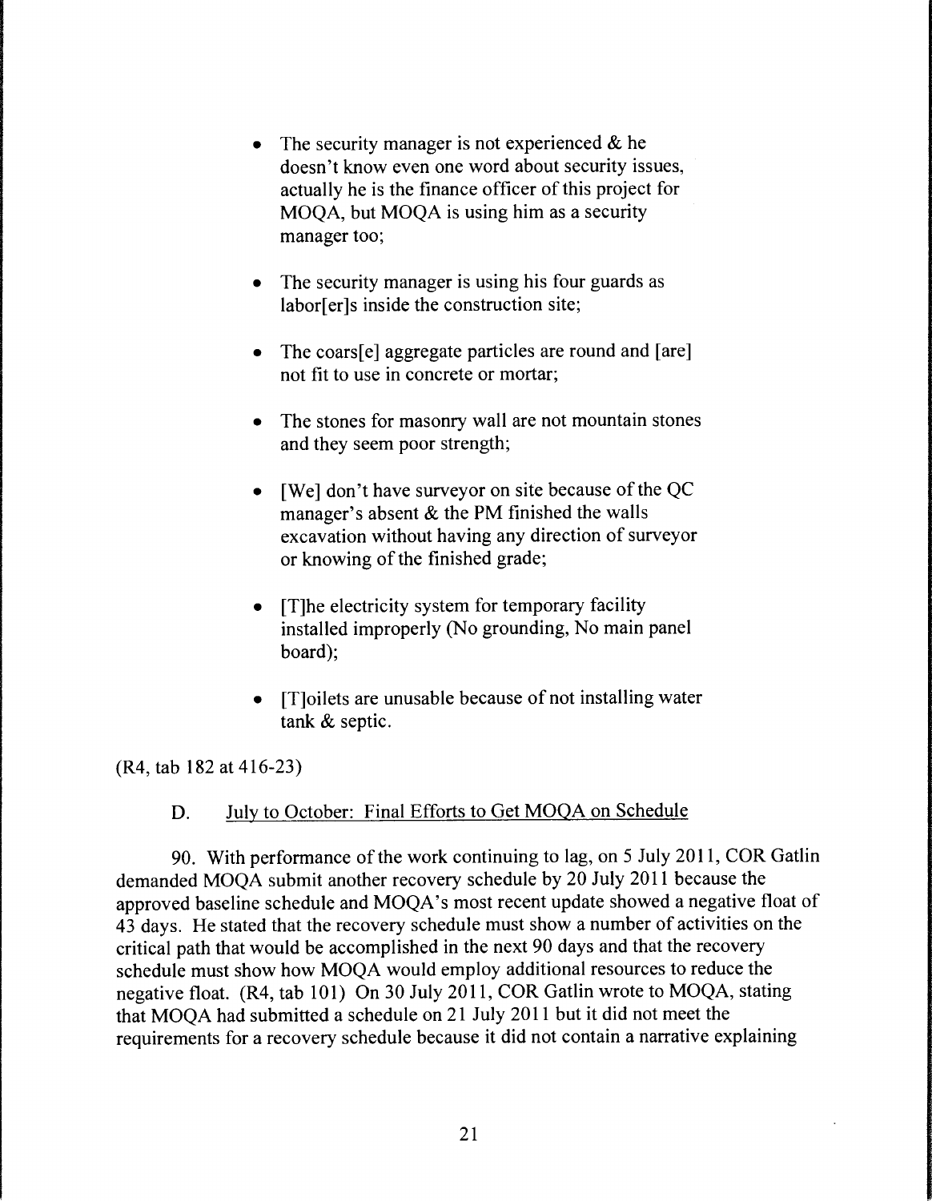- The security manager is not experienced & he doesn't know even one word about security issues, actually he is the finance officer of this project for MOQA, but MOQA is using him as a security manager too;
- The security manager is using his four guards as labor[er]s inside the construction site;
- The coars[e] aggregate particles are round and [are] not fit to use in concrete or mortar;
- The stones for masonry wall are not mountain stones and they seem poor strength;
- [We] don't have surveyor on site because of the QC manager's absent & the PM finished the walls excavation without having any direction of surveyor or knowing of the finished grade;
- [T]he electricity system for temporary facility installed improperly (No grounding, No main panel board);
- [T]oilets are unusable because of not installing water tank & septic.

(R4, tab 182 at 416-23)

### D. July to October: Final Efforts to Get MOQA on Schedule

90. With performance of the work continuing to lag, on 5 July 2011, COR Gatlin demanded MOQA submit another recovery schedule by 20 July 2011 because the approved baseline schedule and MOQA's most recent update showed a negative float of 43 days. He stated that the recovery schedule must show a number of activities on the critical path that would be accomplished in the next 90 days and that the recovery schedule must show how MOQA would employ additional resources to reduce the negative float. (R4, tab 101) On 30 July 2011, COR Gatlin wrote to MOQA, stating that MOQA had submitted a schedule on 21 July 2011 but it did not meet the requirements for a recovery schedule because it did not contain a narrative explaining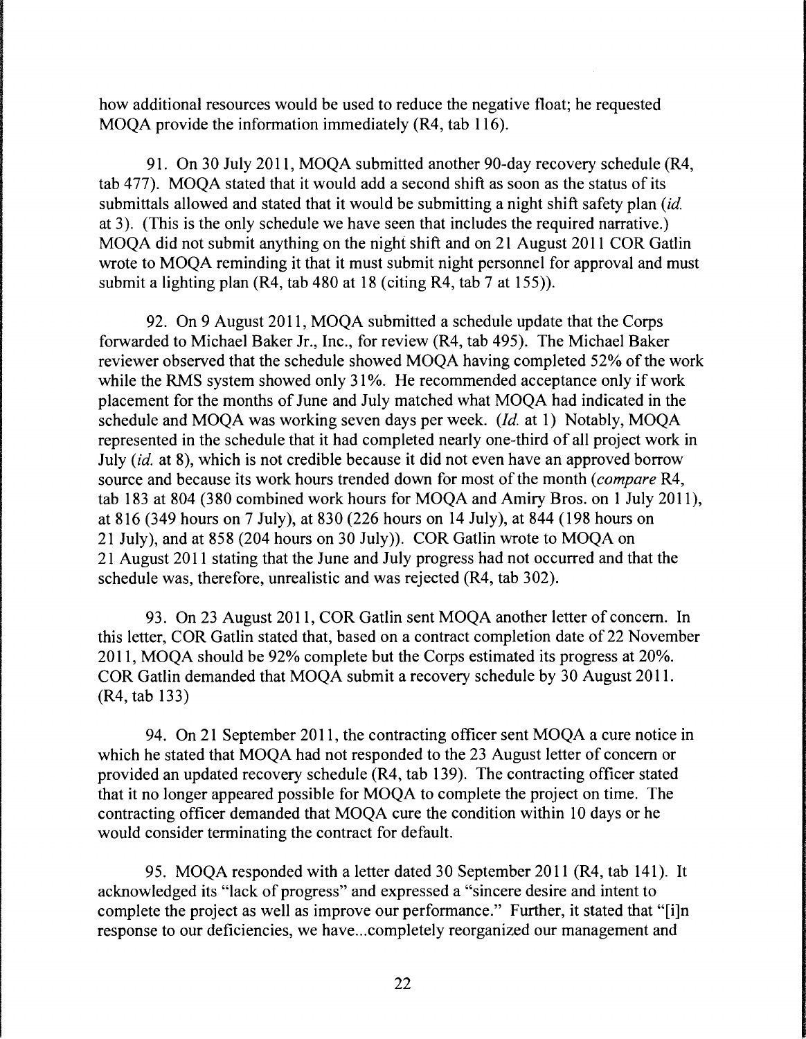how additional resources would be used to reduce the negative float; he requested MOQA provide the information immediately (R4, tab 116).

91. On 30 July 2011, MOQA submitted another 90-day recovery schedule (R4, tab 477). MOQA stated that it would add a second shift as soon as the status of its submittals allowed and stated that it would be submitting a night shift safety plan (*id.* at 3). (This is the only schedule we have seen that includes the required narrative.) MOQA did not submit anything on the night shift and on 21 August 2011 COR Gatlin wrote to MOQA reminding it that it must submit night personnel for approval and must submit a lighting plan (R4, tab 480 at 18 (citing R4, tab 7 at 155)).

92. On 9 August 2011, MOQA submitted a schedule update that the Corps forwarded to Michael Baker Jr., Inc., for review (R4, tab 495). The Michael Baker reviewer observed that the schedule showed MOQA having completed 52% of the work while the RMS system showed only 31%. He recommended acceptance only if work placement for the months of June and July matched what MOQA had indicated in the schedule and MOQA was working seven days per week. (*Id.* at 1) Notably, MOQA represented in the schedule that it had completed nearly one-third of all project work in July (*id.* at 8), which is not credible because it did not even have an approved borrow source and because its work hours trended down for most of the month (*compare* R4, tab 183 at 804 (380 combined work hours for MOQA and Amiry Bros. on 1 July 2011), at 816 (349 hours on 7 July), at 830 (226 hours on 14 July), at 844 (198 hours on 21 July), and at 858 (204 hours on 30 July)). COR Gatlin wrote to MOQA on 21 August 2011 stating that the June and July progress had not occurred and that the schedule was, therefore, unrealistic and was rejected (R4, tab 302).

93. On 23 August 2011, COR Gatlin sent MOQA another letter of concern. In this letter, COR Gatlin stated that, based on a contract completion date of 22 November 2011, MOQA should be 92% complete but the Corps estimated its progress at 20%. COR Gatlin demanded that MOQA submit a recovery schedule by 30 August 2011. (R4, tab 133)

94. On 21 September 2011, the contracting officer sent MOQA a cure notice in which he stated that MOQA had not responded to the 23 August letter of concern or provided an updated recovery schedule (R4, tab 139). The contracting officer stated that it no longer appeared possible for MOQA to complete the project on time. The contracting officer demanded that MOQA cure the condition within 10 days or he would consider terminating the contract for default.

95. MOQA responded with a letter dated 30 September 2011 (R4, tab 141). It acknowledged its "lack of progress" and expressed a "sincere desire and intent to complete the project as well as improve our performance." Further, it stated that "[i]n response to our deficiencies, we have...completely reorganized our management and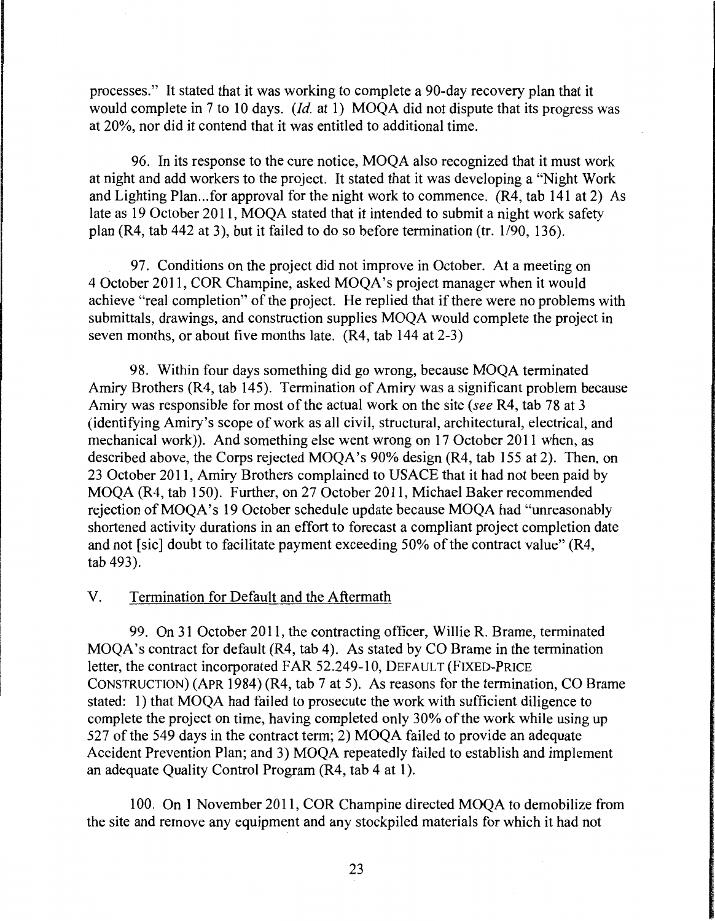processes." It stated that it was working to complete a 90-day recovery plan that it would complete in 7 to 10 days. (*Id.* at 1) MOQA did not dispute that its progress was at 20%, nor did it contend that it was entitled to additional time.

96. In its response to the cure notice, MOQA also recognized that it must work at night and add workers to the project. It stated that it was developing a "Night Work and Lighting Plan...for approval for the night work to commence. (R4, tab 141 at 2) As late as 19 October 2011, MOQA stated that it intended to submit a night work safety plan (R4, tab 442 at 3), but it failed to do so before termination (tr. 1/90, 136).

97. Conditions on the project did not improve in October. At a meeting on 4 October 2011, COR Champine, asked MOQA's project manager when it would achieve "real completion" of the project. He replied that if there were no problems with submittals, drawings, and construction supplies MOQA would complete the project in seven months, or about five months late. (R4, tab 144 at 2-3)

98. Within four days something did go wrong, because MOQA terminated Amiry Brothers (R4, tab 145). Termination of Amiry was a significant problem because Amiry was responsible for most of the actual work on the site (*see* R4, tab 78 at 3 (identifying Amiry's scope of work as all civil, structural, architectural, electrical, and mechanical work)). And something else went wrong on 17 October 2011 when, as described above, the Corps rejected MOQA's 90% design (R4, tab 155 at 2). Then, on 23 October 2011, Amiry Brothers complained to USACE that it had not been paid by MOQA (R4, tab 150). Further, on 27 October 2011, Michael Baker recommended rejection of MOQA's 19 October schedule update because MOQA had "unreasonably shortened activity durations in an effort to forecast a compliant project completion date and not [sic] doubt to facilitate payment exceeding 50% of the contract value" (R4, tab 493).

## V. Termination for Default and the Aftermath

99. On 31 October 2011, the contracting officer, Willie R. Brame, terminated MOQA's contract for default (R4, tab 4). As stated by CO Brame in the termination letter, the contract incorporated FAR 52.249-10, DEFAULT (FIXED-PRICE CONSTRUCTION) (APR 1984) (R4, tab 7 at 5). As reasons for the termination, CO Brame stated: 1) that MOQA had failed to prosecute the work with sufficient diligence to complete the project on time, having completed only 30% of the work while using up 527 of the 549 days in the contract term; 2) MOQA failed to provide an adequate Accident Prevention Plan; and 3) MOQA repeatedly failed to establish and implement an adequate Quality Control Program (R4, tab 4 at 1).

100. On 1 November 2011, COR Champine directed MOQA to demobilize from the site and remove any equipment and any stockpiled materials for which it had not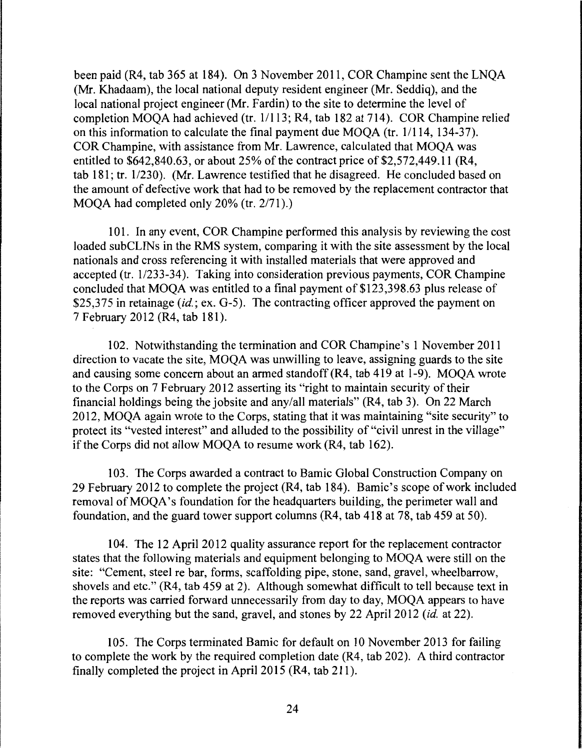been paid (R4, tab 365 at 184). On 3 November 2011, COR Champine sent the LNQA (Mr. Khadaam), the local national deputy resident engineer (Mr. Seddiq), and the local national project engineer (Mr. Fardin) to the site to determine the level of completion MOQA had achieved (tr. 1/113; R4, tab 182 at 714). COR Champine relied on this information to calculate the final payment due MOQA (tr. 1/114, 134-37). COR Champine, with assistance from Mr. Lawrence, calculated that MOQA was entitled to $642,840.63, or about 25% of the contract price of $2,572,449.11 (R4, tab 181; tr. 1/230). (Mr. Lawrence testified that he disagreed. He concluded based on the amount of defective work that had to be removed by the replacement contractor that MOQA had completed only 20% (tr. 2/71).)

101. In any event, COR Champine performed this analysis by reviewing the cost loaded subCLINs in the RMS system, comparing it with the site assessment by the local nationals and cross referencing it with installed materials that were approved and accepted (tr. 1/233-34). Taking into consideration previous payments, COR Champine concluded that MOQA was entitled to a final payment of $123,398.63 plus release of $25,375 in retainage (*id.*; ex. G-5). The contracting officer approved the payment on 7 February 2012 (R4, tab 181).

102. Notwithstanding the termination and COR Champine's 1 November 2011 direction to vacate the site, MOQA was unwilling to leave, assigning guards to the site and causing some concern about an armed standoff (R4, tab 419 at 1-9). MOQA wrote to the Corps on 7 February 2012 asserting its "right to maintain security of their financial holdings being the jobsite and any/all materials" (R4, tab 3). On 22 March 2012, MOQA again wrote to the Corps, stating that it was maintaining "site security" to protect its "vested interest" and alluded to the possibility of "civil unrest in the village" if the Corps did not allow MOQA to resume work (R4, tab 162).

103. The Corps awarded a contract to Bamic Global Construction Company on 29 February 2012 to complete the project (R4, tab 184). Bamic's scope of work included removal of MOQA's foundation for the headquarters building, the perimeter wall and foundation, and the guard tower support columns (R4, tab 418 at 78, tab 459 at 50).

104. The 12 April 2012 quality assurance report for the replacement contractor states that the following materials and equipment belonging to MOQA were still on the site: "Cement, steel re bar, forms, scaffolding pipe, stone, sand, gravel, wheelbarrow, shovels and etc." (R4, tab 459 at 2). Although somewhat difficult to tell because text in the reports was carried forward unnecessarily from day to day, MOQA appears to have removed everything but the sand, gravel, and stones by 22 April 2012 (*id.* at 22).

105. The Corps terminated Bamic for default on 10 November 2013 for failing to complete the work by the required completion date (R4, tab 202). A third contractor finally completed the project in April 2015 (R4, tab 211).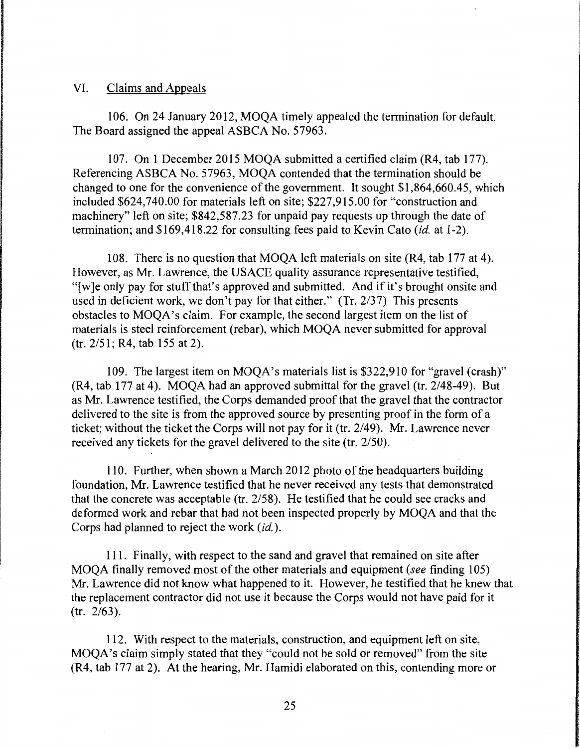## VI. Claims and Appeals

106. On 24 January 2012, MOQA timely appealed the termination for default. The Board assigned the appeal ASBCA No. 57963.

107. On 1 December 2015 MOQA submitted a certified claim (R4, tab 177). Referencing ASBCA No. 57963, MOQA contended that the termination should be changed to one for the convenience of the government. It sought $1,864,660.45, which included $624,740.00 for materials left on site; $227,915.00 for "construction and machinery" left on site; $842,587.23 for unpaid pay requests up through the date of termination; and $169,418.22 for consulting fees paid to Kevin Cato (*id.* at 1-2).

108. There is no question that MOQA left materials on site (R4, tab 177 at 4). However, as Mr. Lawrence, the USACE quality assurance representative testified, "[w]e only pay for stuff that's approved and submitted. And if it's brought onsite and used in deficient work, we don't pay for that either." (Tr. 2/37) This presents obstacles to MOQA's claim. For example, the second largest item on the list of materials is steel reinforcement (rebar), which MOQA never submitted for approval (tr. 2/51; R4, tab 155 at 2).

109. The largest item on MOQA's materials list is $322,910 for "gravel (crash)" (R4, tab 177 at 4). MOQA had an approved submittal for the gravel (tr. 2/48-49). But as Mr. Lawrence testified, the Corps demanded proof that the gravel that the contractor delivered to the site is from the approved source by presenting proof in the form of a ticket; without the ticket the Corps will not pay for it (tr. 2/49). Mr. Lawrence never received any tickets for the gravel delivered to the site (tr. 2/50).

110. Further, when shown a March 2012 photo of the headquarters building foundation, Mr. Lawrence testified that he never received any tests that demonstrated that the concrete was acceptable (tr. 2/58). He testified that he could see cracks and deformed work and rebar that had not been inspected properly by MOQA and that the Corps had planned to reject the work (*id.*).

111. Finally, with respect to the sand and gravel that remained on site after MOQA finally removed most of the other materials and equipment (*see* finding 105) Mr. Lawrence did not know what happened to it. However, he testified that he knew that the replacement contractor did not use it because the Corps would not have paid for it (tr. 2/63).

112. With respect to the materials, construction, and equipment left on site, MOQA's claim simply stated that they "could not be sold or removed" from the site (R4, tab 177 at 2). At the hearing, Mr. Hamidi elaborated on this, contending more or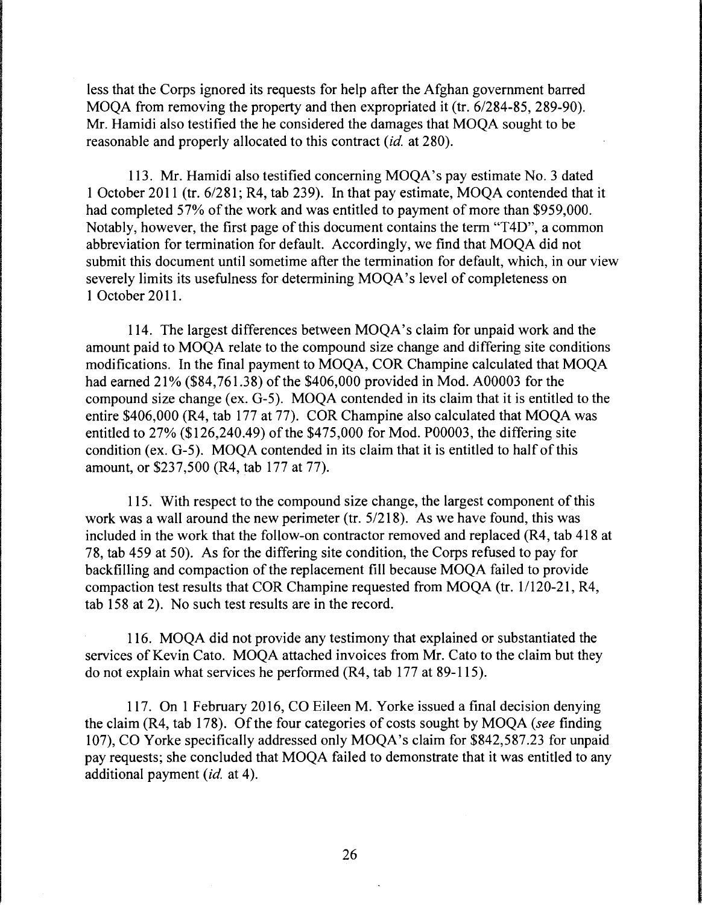less that the Corps ignored its requests for help after the Afghan government barred MOQA from removing the property and then expropriated it (tr. 6/284-85, 289-90). Mr. Hamidi also testified the he considered the damages that MOQA sought to be reasonable and properly allocated to this contract (*id.* at 280).

113. Mr. Hamidi also testified concerning MOQA's pay estimate No. 3 dated 1 October 2011 (tr. 6/281; R4, tab 239). In that pay estimate, MOQA contended that it had completed 57% of the work and was entitled to payment of more than $959,000. Notably, however, the first page of this document contains the term "T4D", a common abbreviation for termination for default. Accordingly, we find that MOQA did not submit this document until sometime after the termination for default, which, in our view severely limits its usefulness for determining MOQA's level of completeness on 1 October 2011.

114. The largest differences between MOQA's claim for unpaid work and the amount paid to MOQA relate to the compound size change and differing site conditions modifications. In the final payment to MOQA, COR Champine calculated that MOQA had earned 21% ($84,761.38) of the $406,000 provided in Mod. A00003 for the compound size change (ex. G-5). MOQA contended in its claim that it is entitled to the entire $406,000 (R4, tab 177 at 77). COR Champine also calculated that MOQA was entitled to 27% ($126,240.49) of the $475,000 for Mod. P00003, the differing site condition (ex. G-5). MOQA contended in its claim that it is entitled to half of this amount, or $237,500 (R4, tab 177 at 77).

115. With respect to the compound size change, the largest component of this work was a wall around the new perimeter (tr. 5/218). As we have found, this was included in the work that the follow-on contractor removed and replaced (R4, tab 418 at 78, tab 459 at 50). As for the differing site condition, the Corps refused to pay for backfilling and compaction of the replacement fill because MOQA failed to provide compaction test results that COR Champine requested from MOQA (tr. 1/120-21, R4, tab 158 at 2). No such test results are in the record.

116. MOQA did not provide any testimony that explained or substantiated the services of Kevin Cato. MOQA attached invoices from Mr. Cato to the claim but they do not explain what services he performed (R4, tab 177 at 89-115).

117. On 1 February 2016, CO Eileen M. Yorke issued a final decision denying the claim (R4, tab 178). Of the four categories of costs sought by MOQA (*see* finding 107), CO Yorke specifically addressed only MOQA's claim for $842,587.23 for unpaid pay requests; she concluded that MOQA failed to demonstrate that it was entitled to any additional payment (*id.* at 4).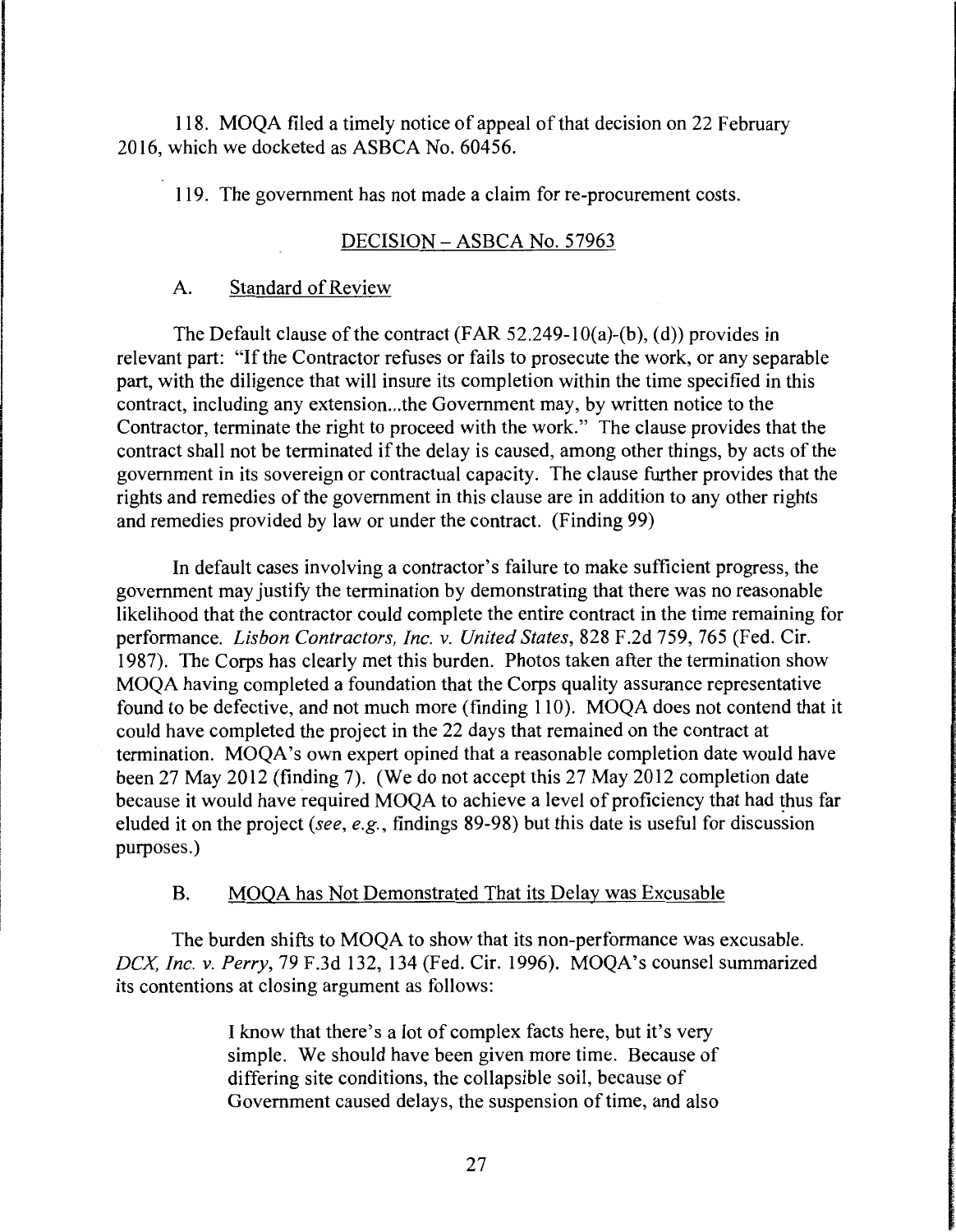118. MOQA filed a timely notice of appeal of that decision on 22 February 2016, which we docketed as ASBCA No. 60456.

119. The government has not made a claim for re-procurement costs.

## DECISION – ASBCA No. 57963

### A. Standard of Review

The Default clause of the contract (FAR 52.249-10(a)-(b), (d)) provides in relevant part: "If the Contractor refuses or fails to prosecute the work, or any separable part, with the diligence that will insure its completion within the time specified in this contract, including any extension...the Government may, by written notice to the Contractor, terminate the right to proceed with the work." The clause provides that the contract shall not be terminated if the delay is caused, among other things, by acts of the government in its sovereign or contractual capacity. The clause further provides that the rights and remedies of the government in this clause are in addition to any other rights and remedies provided by law or under the contract. (Finding 99)

In default cases involving a contractor's failure to make sufficient progress, the government may justify the termination by demonstrating that there was no reasonable likelihood that the contractor could complete the entire contract in the time remaining for performance. *Lisbon Contractors, Inc. v. United States*, 828 F.2d 759, 765 (Fed. Cir. 1987). The Corps has clearly met this burden. Photos taken after the termination show MOQA having completed a foundation that the Corps quality assurance representative found to be defective, and not much more (finding 110). MOQA does not contend that it could have completed the project in the 22 days that remained on the contract at termination. MOQA's own expert opined that a reasonable completion date would have been 27 May 2012 (finding 7). (We do not accept this 27 May 2012 completion date because it would have required MOQA to achieve a level of proficiency that had thus far eluded it on the project (*see, e.g.*, findings 89-98) but this date is useful for discussion purposes.)

### B. MOQA has Not Demonstrated That its Delay was Excusable

The burden shifts to MOQA to show that its non-performance was excusable. *DCX, Inc. v. Perry*, 79 F.3d 132, 134 (Fed. Cir. 1996). MOQA's counsel summarized its contentions at closing argument as follows:

> I know that there's a lot of complex facts here, but it's very simple. We should have been given more time. Because of differing site conditions, the collapsible soil, because of Government caused delays, the suspension of time, and also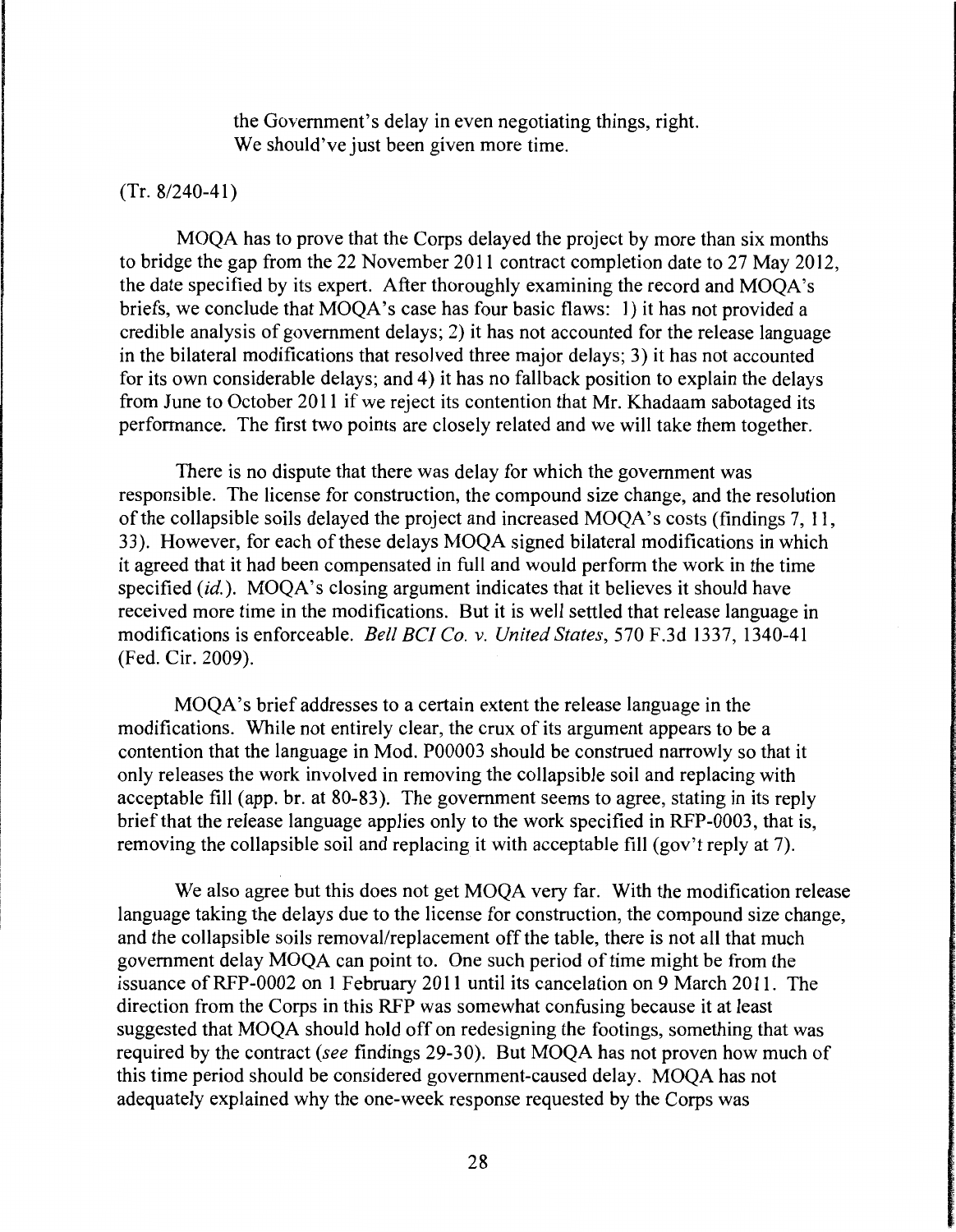> the Government's delay in even negotiating things, right. We should've just been given more time.

(Tr. 8/240-41)

MOQA has to prove that the Corps delayed the project by more than six months to bridge the gap from the 22 November 2011 contract completion date to 27 May 2012, the date specified by its expert. After thoroughly examining the record and MOQA's briefs, we conclude that MOQA's case has four basic flaws: 1) it has not provided a credible analysis of government delays; 2) it has not accounted for the release language in the bilateral modifications that resolved three major delays; 3) it has not accounted for its own considerable delays; and 4) it has no fallback position to explain the delays from June to October 2011 if we reject its contention that Mr. Khadaam sabotaged its performance. The first two points are closely related and we will take them together.

There is no dispute that there was delay for which the government was responsible. The license for construction, the compound size change, and the resolution of the collapsible soils delayed the project and increased MOQA's costs (findings 7, 11, 33). However, for each of these delays MOQA signed bilateral modifications in which it agreed that it had been compensated in full and would perform the work in the time specified (*id.*). MOQA's closing argument indicates that it believes it should have received more time in the modifications. But it is well settled that release language in modifications is enforceable. *Bell BCI Co. v. United States*, 570 F.3d 1337, 1340-41 (Fed. Cir. 2009).

MOQA's brief addresses to a certain extent the release language in the modifications. While not entirely clear, the crux of its argument appears to be a contention that the language in Mod. P00003 should be construed narrowly so that it only releases the work involved in removing the collapsible soil and replacing with acceptable fill (app. br. at 80-83). The government seems to agree, stating in its reply brief that the release language applies only to the work specified in RFP-0003, that is, removing the collapsible soil and replacing it with acceptable fill (gov't reply at 7).

We also agree but this does not get MOQA very far. With the modification release language taking the delays due to the license for construction, the compound size change, and the collapsible soils removal/replacement off the table, there is not all that much government delay MOQA can point to. One such period of time might be from the issuance of RFP-0002 on 1 February 2011 until its cancelation on 9 March 2011. The direction from the Corps in this RFP was somewhat confusing because it at least suggested that MOQA should hold off on redesigning the footings, something that was required by the contract (*see* findings 29-30). But MOQA has not proven how much of this time period should be considered government-caused delay. MOQA has not adequately explained why the one-week response requested by the Corps was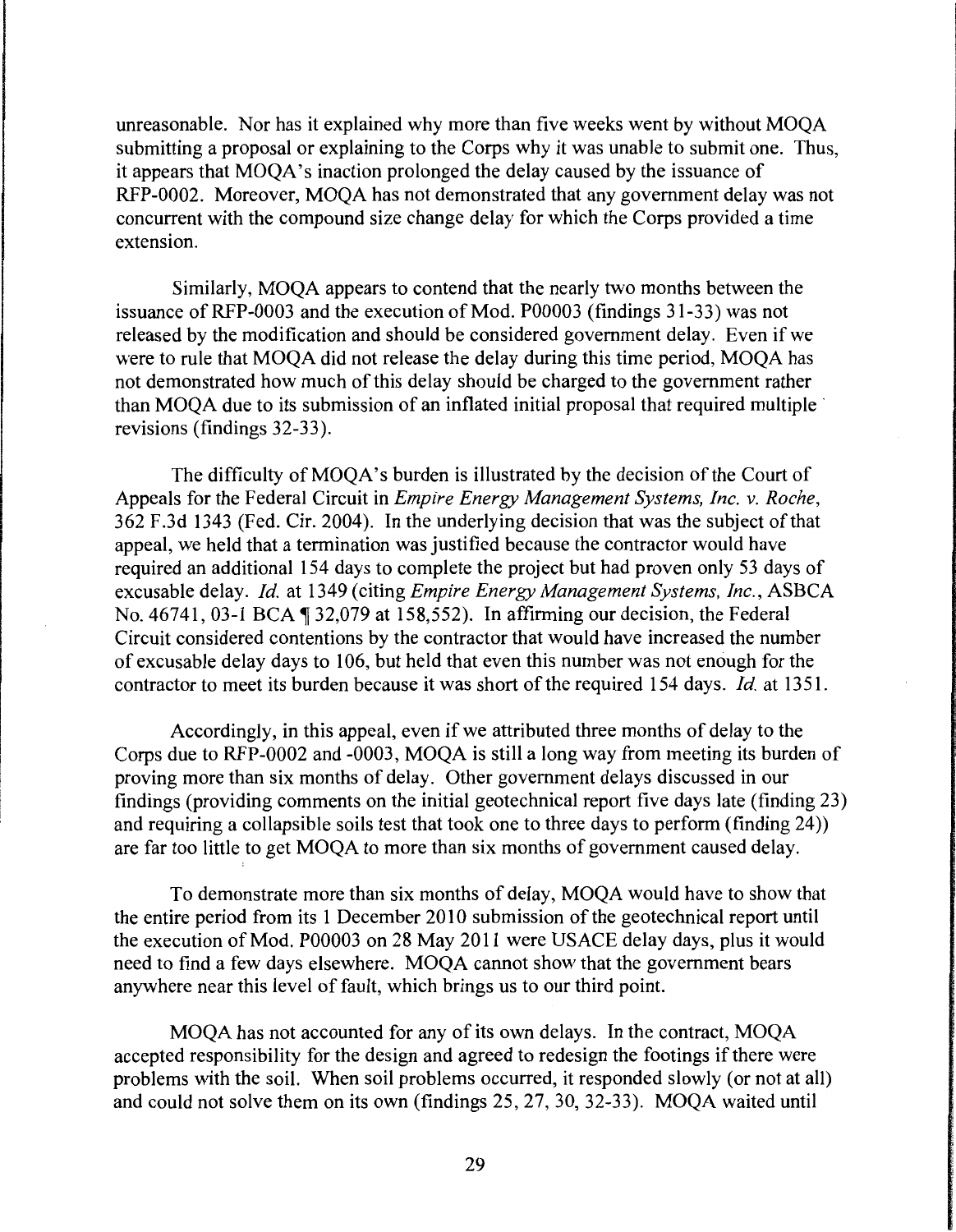unreasonable. Nor has it explained why more than five weeks went by without MOQA submitting a proposal or explaining to the Corps why it was unable to submit one. Thus, it appears that MOQA's inaction prolonged the delay caused by the issuance of RFP-0002. Moreover, MOQA has not demonstrated that any government delay was not concurrent with the compound size change delay for which the Corps provided a time extension.

Similarly, MOQA appears to contend that the nearly two months between the issuance of RFP-0003 and the execution of Mod. P00003 (findings 31-33) was not released by the modification and should be considered government delay. Even if we were to rule that MOQA did not release the delay during this time period, MOQA has not demonstrated how much of this delay should be charged to the government rather than MOQA due to its submission of an inflated initial proposal that required multiple revisions (findings 32-33).

The difficulty of MOQA's burden is illustrated by the decision of the Court of Appeals for the Federal Circuit in *Empire Energy Management Systems, Inc. v. Roche*, 362 F.3d 1343 (Fed. Cir. 2004). In the underlying decision that was the subject of that appeal, we held that a termination was justified because the contractor would have required an additional 154 days to complete the project but had proven only 53 days of excusable delay. *Id.* at 1349 (citing *Empire Energy Management Systems, Inc.*, ASBCA No. 46741, 03-1 BCA ¶ 32,079 at 158,552). In affirming our decision, the Federal Circuit considered contentions by the contractor that would have increased the number of excusable delay days to 106, but held that even this number was not enough for the contractor to meet its burden because it was short of the required 154 days. *Id.* at 1351.

Accordingly, in this appeal, even if we attributed three months of delay to the Corps due to RFP-0002 and -0003, MOQA is still a long way from meeting its burden of proving more than six months of delay. Other government delays discussed in our findings (providing comments on the initial geotechnical report five days late (finding 23) and requiring a collapsible soils test that took one to three days to perform (finding 24)) are far too little to get MOQA to more than six months of government caused delay.

To demonstrate more than six months of delay, MOQA would have to show that the entire period from its 1 December 2010 submission of the geotechnical report until the execution of Mod. P00003 on 28 May 2011 were USACE delay days, plus it would need to find a few days elsewhere. MOQA cannot show that the government bears anywhere near this level of fault, which brings us to our third point.

MOQA has not accounted for any of its own delays. In the contract, MOQA accepted responsibility for the design and agreed to redesign the footings if there were problems with the soil. When soil problems occurred, it responded slowly (or not at all) and could not solve them on its own (findings 25, 27, 30, 32-33). MOQA waited until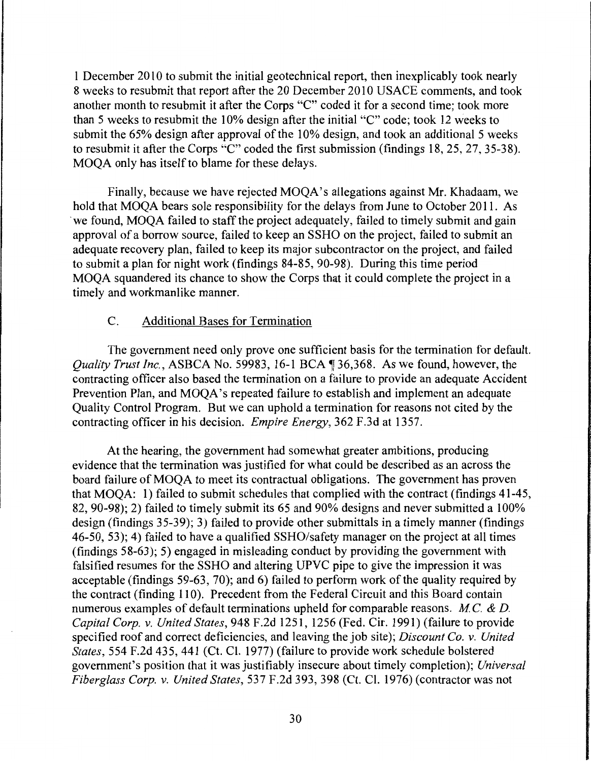1 December 2010 to submit the initial geotechnical report, then inexplicably took nearly 8 weeks to resubmit that report after the 20 December 2010 USACE comments, and took another month to resubmit it after the Corps "C" coded it for a second time; took more than 5 weeks to resubmit the 10% design after the initial "C" code; took 12 weeks to submit the 65% design after approval of the 10% design, and took an additional 5 weeks to resubmit it after the Corps "C" coded the first submission (findings 18, 25, 27, 35-38). MOQA only has itself to blame for these delays.

Finally, because we have rejected MOQA's allegations against Mr. Khadaam, we hold that MOQA bears sole responsibility for the delays from June to October 2011. As we found, MOQA failed to staff the project adequately, failed to timely submit and gain approval of a borrow source, failed to keep an SSHO on the project, failed to submit an adequate recovery plan, failed to keep its major subcontractor on the project, and failed to submit a plan for night work (findings 84-85, 90-98). During this time period MOQA squandered its chance to show the Corps that it could complete the project in a timely and workmanlike manner.

### C. Additional Bases for Termination

The government need only prove one sufficient basis for the termination for default. *Quality Trust Inc.*, ASBCA No. 59983, 16-1 BCA ¶ 36,368. As we found, however, the contracting officer also based the termination on a failure to provide an adequate Accident Prevention Plan, and MOQA's repeated failure to establish and implement an adequate Quality Control Program. But we can uphold a termination for reasons not cited by the contracting officer in his decision. *Empire Energy*, 362 F.3d at 1357.

At the hearing, the government had somewhat greater ambitions, producing evidence that the termination was justified for what could be described as an across the board failure of MOQA to meet its contractual obligations. The government has proven that MOQA: 1) failed to submit schedules that complied with the contract (findings 41-45, 82, 90-98); 2) failed to timely submit its 65 and 90% designs and never submitted a 100% design (findings 35-39); 3) failed to provide other submittals in a timely manner (findings 46-50, 53); 4) failed to have a qualified SSHO/safety manager on the project at all times (findings 58-63); 5) engaged in misleading conduct by providing the government with falsified resumes for the SSHO and altering UPVC pipe to give the impression it was acceptable (findings 59-63, 70); and 6) failed to perform work of the quality required by the contract (finding 110). Precedent from the Federal Circuit and this Board contain numerous examples of default terminations upheld for comparable reasons. *M.C. & D. Capital Corp. v. United States*, 948 F.2d 1251, 1256 (Fed. Cir. 1991) (failure to provide specified roof and correct deficiencies, and leaving the job site); *Discount Co. v. United States*, 554 F.2d 435, 441 (Ct. Cl. 1977) (failure to provide work schedule bolstered government's position that it was justifiably insecure about timely completion); *Universal Fiberglass Corp. v. United States*, 537 F.2d 393, 398 (Ct. Cl. 1976) (contractor was not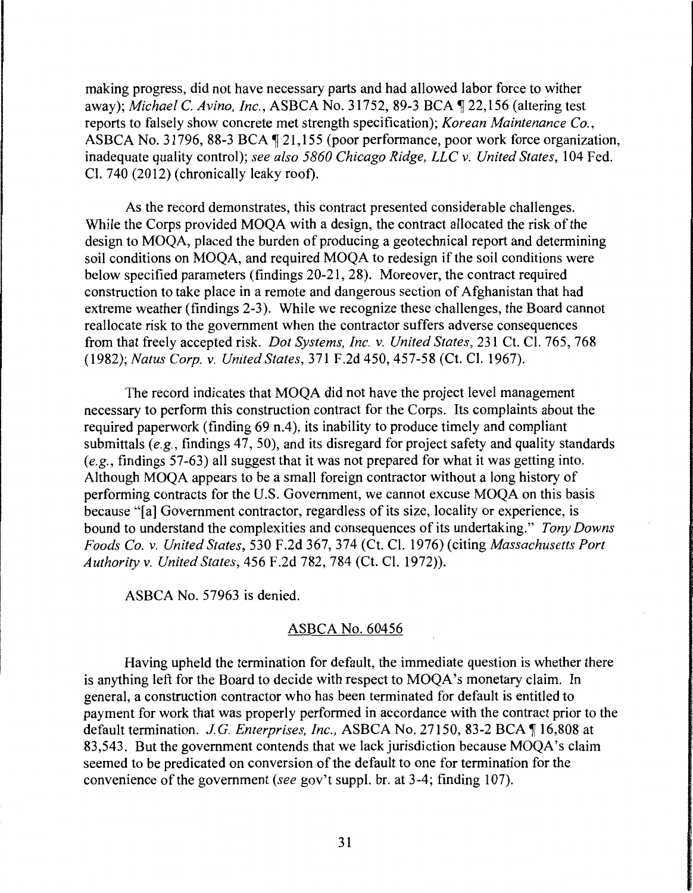making progress, did not have necessary parts and had allowed labor force to wither away); *Michael C. Avino, Inc.*, ASBCA No. 31752, 89-3 BCA ¶ 22,156 (altering test reports to falsely show concrete met strength specification); *Korean Maintenance Co.*, ASBCA No. 31796, 88-3 BCA ¶ 21,155 (poor performance, poor work force organization, inadequate quality control); *see also 5860 Chicago Ridge, LLC v. United States*, 104 Fed. Cl. 740 (2012) (chronically leaky roof).

As the record demonstrates, this contract presented considerable challenges. While the Corps provided MOQA with a design, the contract allocated the risk of the design to MOQA, placed the burden of producing a geotechnical report and determining soil conditions on MOQA, and required MOQA to redesign if the soil conditions were below specified parameters (findings 20-21, 28). Moreover, the contract required construction to take place in a remote and dangerous section of Afghanistan that had extreme weather (findings 2-3). While we recognize these challenges, the Board cannot reallocate risk to the government when the contractor suffers adverse consequences from that freely accepted risk. *Dot Systems, Inc. v. United States*, 231 Ct. Cl. 765, 768 (1982); *Natus Corp. v. United States*, 371 F.2d 450, 457-58 (Ct. Cl. 1967).

The record indicates that MOQA did not have the project level management necessary to perform this construction contract for the Corps. Its complaints about the required paperwork (finding 69 n.4), its inability to produce timely and compliant submittals (*e.g.*, findings 47, 50), and its disregard for project safety and quality standards (*e.g.*, findings 57-63) all suggest that it was not prepared for what it was getting into. Although MOQA appears to be a small foreign contractor without a long history of performing contracts for the U.S. Government, we cannot excuse MOQA on this basis because "[a] Government contractor, regardless of its size, locality or experience, is bound to understand the complexities and consequences of its undertaking." *Tony Downs Foods Co. v. United States*, 530 F.2d 367, 374 (Ct. Cl. 1976) (citing *Massachusetts Port Authority v. United States*, 456 F.2d 782, 784 (Ct. Cl. 1972)).

ASBCA No. 57963 is denied.

## ASBCA No. 60456

Having upheld the termination for default, the immediate question is whether there is anything left for the Board to decide with respect to MOQA's monetary claim. In general, a construction contractor who has been terminated for default is entitled to payment for work that was properly performed in accordance with the contract prior to the default termination. *J.G. Enterprises, Inc.*, ASBCA No. 27150, 83-2 BCA ¶ 16,808 at 83,543. But the government contends that we lack jurisdiction because MOQA's claim seemed to be predicated on conversion of the default to one for termination for the convenience of the government (*see* gov't suppl. br. at 3-4; finding 107).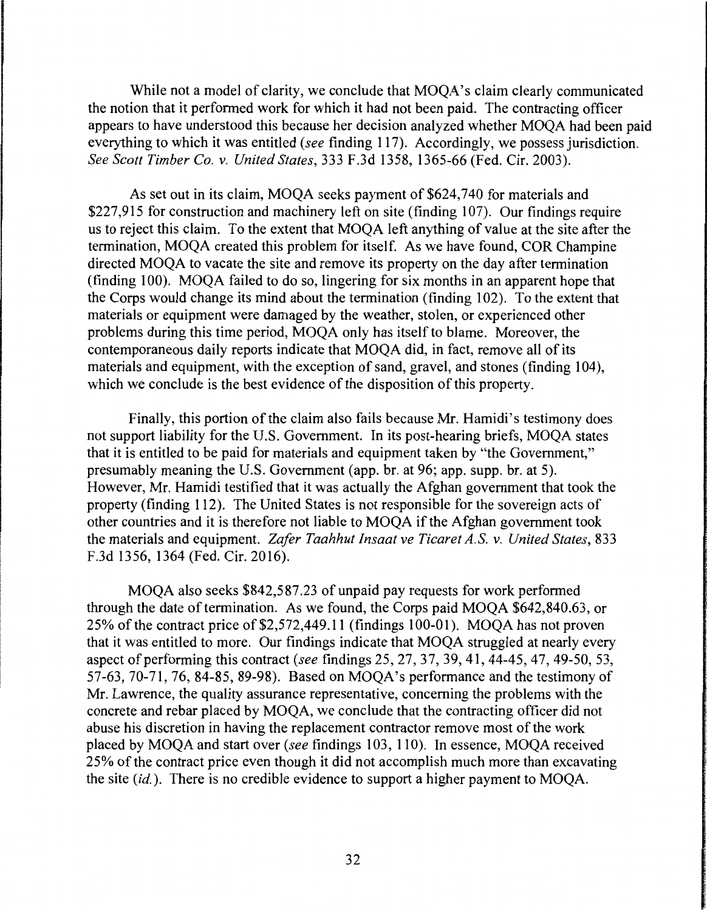While not a model of clarity, we conclude that MOQA's claim clearly communicated the notion that it performed work for which it had not been paid. The contracting officer appears to have understood this because her decision analyzed whether MOQA had been paid everything to which it was entitled (*see* finding 117). Accordingly, we possess jurisdiction. *See Scott Timber Co. v. United States*, 333 F.3d 1358, 1365-66 (Fed. Cir. 2003).

As set out in its claim, MOQA seeks payment of $624,740 for materials and $227,915 for construction and machinery left on site (finding 107). Our findings require us to reject this claim. To the extent that MOQA left anything of value at the site after the termination, MOQA created this problem for itself. As we have found, COR Champine directed MOQA to vacate the site and remove its property on the day after termination (finding 100). MOQA failed to do so, lingering for six months in an apparent hope that the Corps would change its mind about the termination (finding 102). To the extent that materials or equipment were damaged by the weather, stolen, or experienced other problems during this time period, MOQA only has itself to blame. Moreover, the contemporaneous daily reports indicate that MOQA did, in fact, remove all of its materials and equipment, with the exception of sand, gravel, and stones (finding 104), which we conclude is the best evidence of the disposition of this property.

Finally, this portion of the claim also fails because Mr. Hamidi's testimony does not support liability for the U.S. Government. In its post-hearing briefs, MOQA states that it is entitled to be paid for materials and equipment taken by "the Government," presumably meaning the U.S. Government (app. br. at 96; app. supp. br. at 5). However, Mr. Hamidi testified that it was actually the Afghan government that took the property (finding 112). The United States is not responsible for the sovereign acts of other countries and it is therefore not liable to MOQA if the Afghan government took the materials and equipment. *Zafer Taahhut Insaat ve Ticaret A.S. v. United States*, 833 F.3d 1356, 1364 (Fed. Cir. 2016).

MOQA also seeks $842,587.23 of unpaid pay requests for work performed through the date of termination. As we found, the Corps paid MOQA $642,840.63, or 25% of the contract price of $2,572,449.11 (findings 100-01). MOQA has not proven that it was entitled to more. Our findings indicate that MOQA struggled at nearly every aspect of performing this contract (*see* findings 25, 27, 37, 39, 41, 44-45, 47, 49-50, 53, 57-63, 70-71, 76, 84-85, 89-98). Based on MOQA's performance and the testimony of Mr. Lawrence, the quality assurance representative, concerning the problems with the concrete and rebar placed by MOQA, we conclude that the contracting officer did not abuse his discretion in having the replacement contractor remove most of the work placed by MOQA and start over (*see* findings 103, 110). In essence, MOQA received 25% of the contract price even though it did not accomplish much more than excavating the site (*id.*). There is no credible evidence to support a higher payment to MOQA.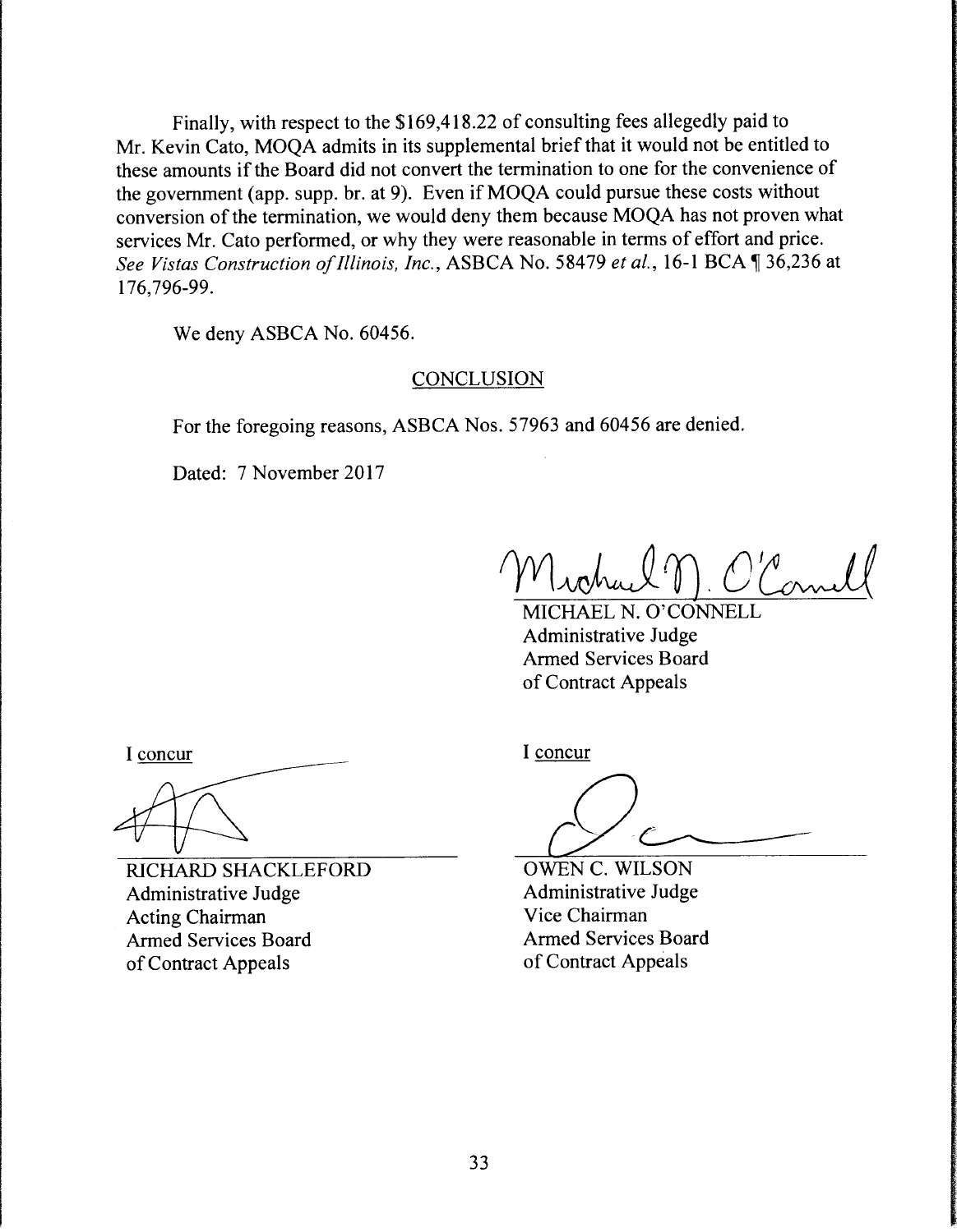Finally, with respect to the $169,418.22 of consulting fees allegedly paid to Mr. Kevin Cato, MOQA admits in its supplemental brief that it would not be entitled to these amounts if the Board did not convert the termination to one for the convenience of the government (app. supp. br. at 9). Even if MOQA could pursue these costs without conversion of the termination, we would deny them because MOQA has not proven what services Mr. Cato performed, or why they were reasonable in terms of effort and price. *See Vistas Construction of Illinois, Inc.*, ASBCA No. 58479 *et al.*, 16-1 BCA ¶ 36,236 at 176,796-99.

We deny ASBCA No. 60456.

## CONCLUSION

For the foregoing reasons, ASBCA Nos. 57963 and 60456 are denied.

Dated: 7 November 2017

MICHAEL N. O'CONNELL
Administrative Judge
Armed Services Board
of Contract Appeals

I concur

RICHARD SHACKLEFORD
Administrative Judge
Acting Chairman
Armed Services Board
of Contract Appeals

I concur

OWEN C. WILSON
Administrative Judge
Vice Chairman
Armed Services Board
of Contract Appeals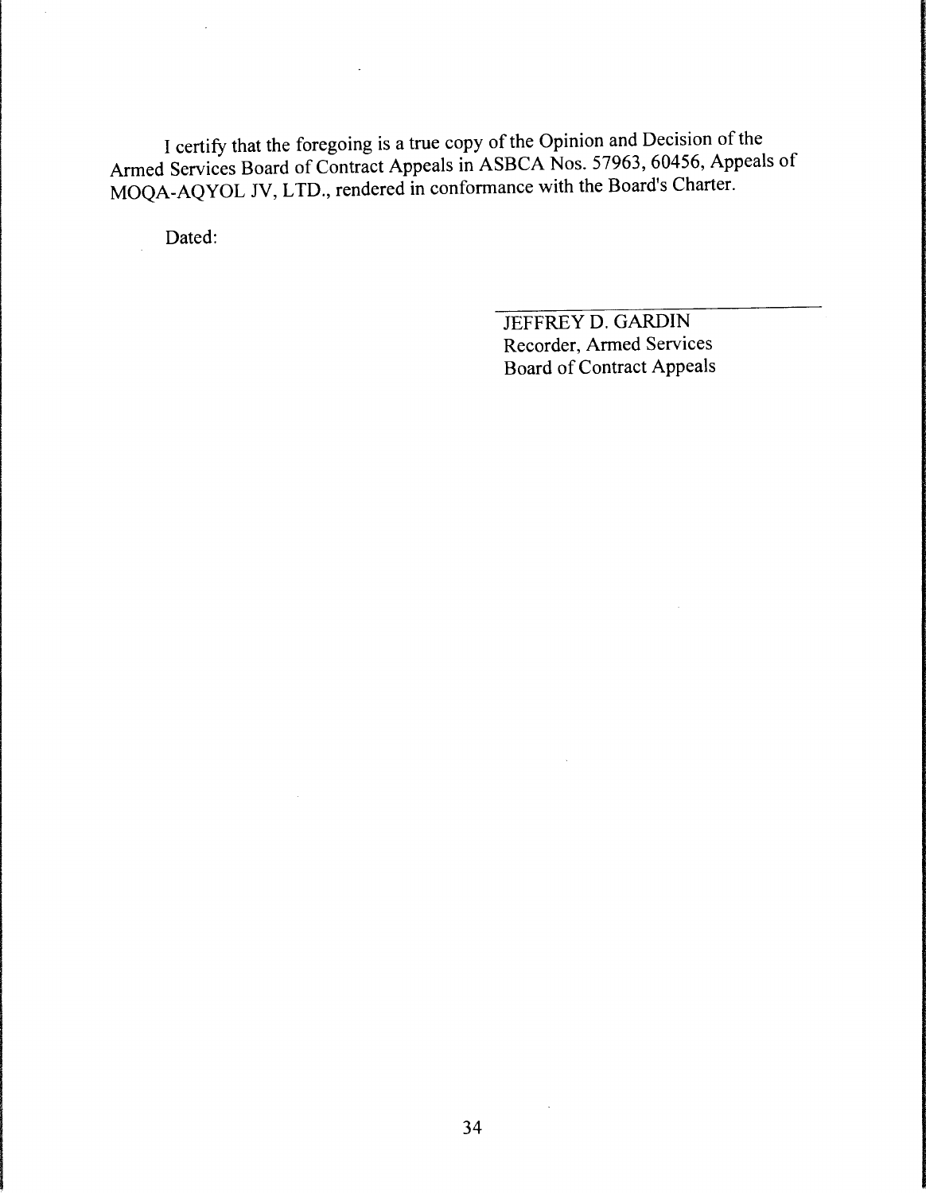I certify that the foregoing is a true copy of the Opinion and Decision of the Armed Services Board of Contract Appeals in ASBCA Nos. 57963, 60456, Appeals of MOQA-AQYOL JV, LTD., rendered in conformance with the Board's Charter.

Dated:

JEFFREY D. GARDIN
Recorder, Armed Services
Board of Contract Appeals